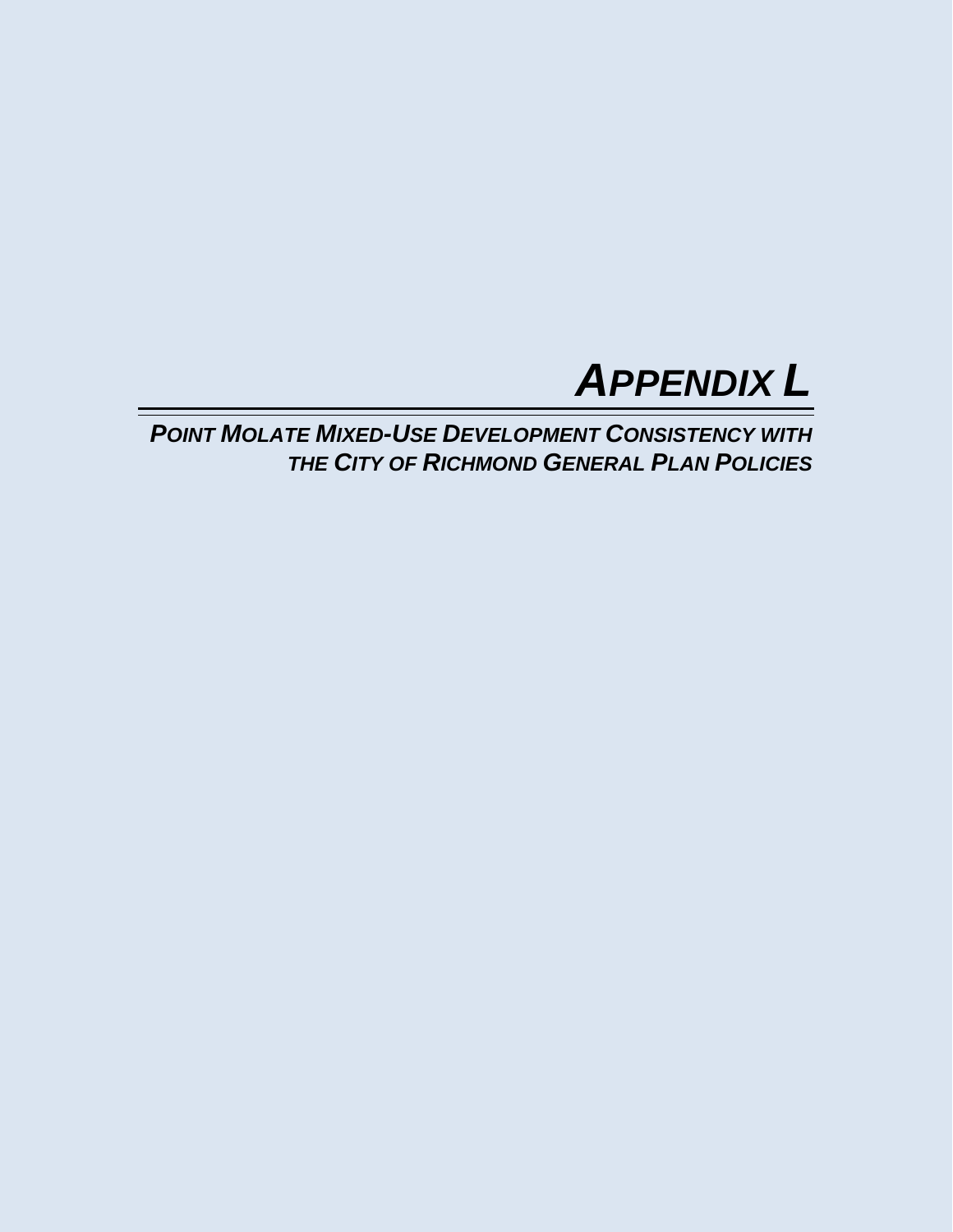# *APPENDIX L*

## *POINT MOLATE MIXED-USE DEVELOPMENT CONSISTENCY WITH THE CITY OF RICHMOND GENERAL PLAN POLICIES*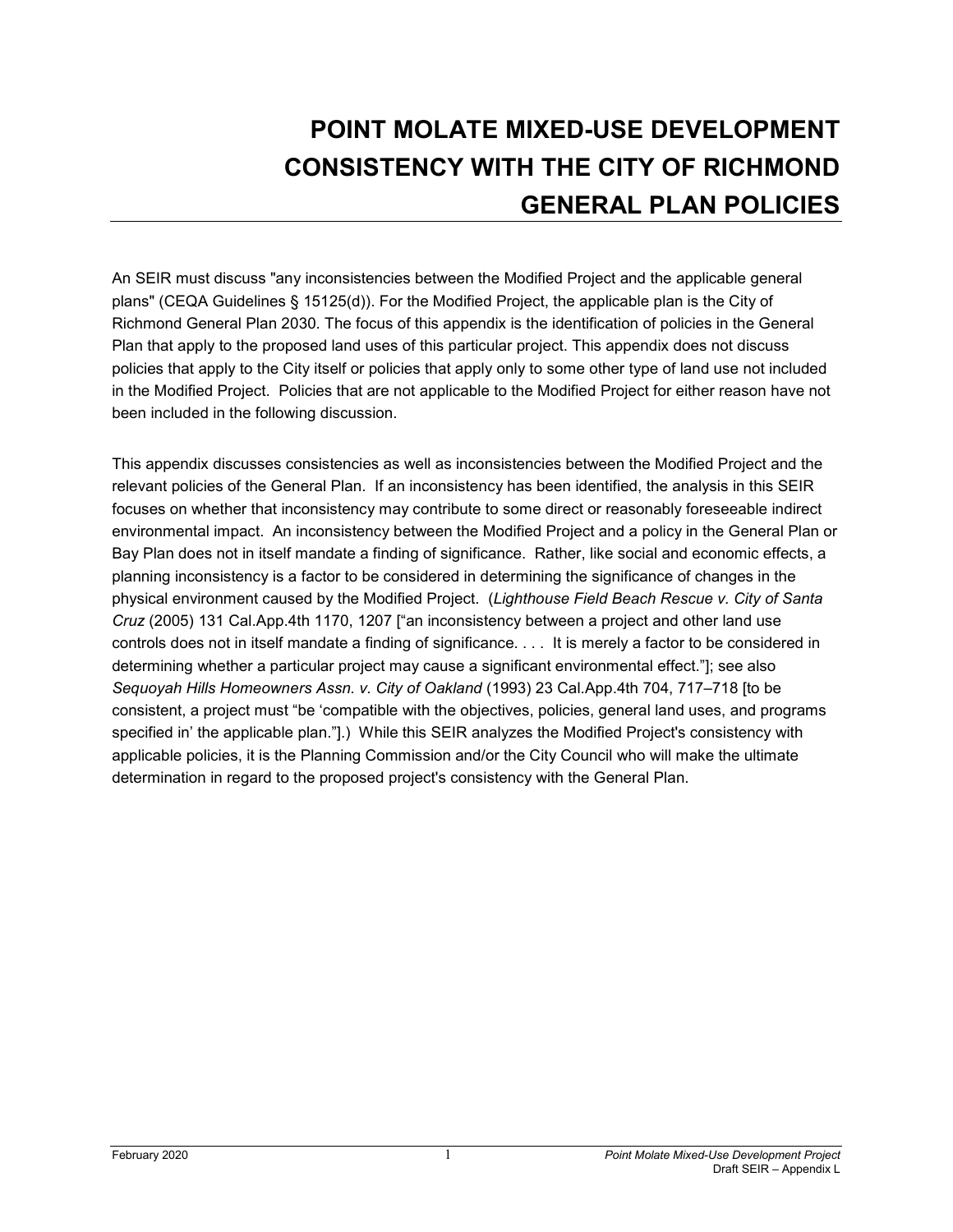# POINT MOLATE MIXED-USE DEVELOPMENT CONSISTENCY WITH THE CITY OF RICHMOND GENERAL PLAN POLICIES

An SEIR must discuss "any inconsistencies between the Modified Project and the applicable general plans" (CEQA Guidelines § 15125(d)). For the Modified Project, the applicable plan is the City of Richmond General Plan 2030. The focus of this appendix is the identification of policies in the General Plan that apply to the proposed land uses of this particular project. This appendix does not discuss policies that apply to the City itself or policies that apply only to some other type of land use not included in the Modified Project. Policies that are not applicable to the Modified Project for either reason have not been included in the following discussion.

This appendix discusses consistencies as well as inconsistencies between the Modified Project and the relevant policies of the General Plan. If an inconsistency has been identified, the analysis in this SEIR focuses on whether that inconsistency may contribute to some direct or reasonably foreseeable indirect environmental impact. An inconsistency between the Modified Project and a policy in the General Plan or Bay Plan does not in itself mandate a finding of significance. Rather, like social and economic effects, a planning inconsistency is a factor to be considered in determining the significance of changes in the physical environment caused by the Modified Project. (*Lighthouse Field Beach Rescue v. City of Santa Cruz* (2005) 131 Cal.App.4th 1170, 1207 ["an inconsistency between a project and other land use controls does not in itself mandate a finding of significance. . . . It is merely a factor to be considered in determining whether a particular project may cause a significant environmental effect."]; see also *Sequoyah Hills Homeowners Assn. v. City of Oakland* (1993) 23 Cal.App.4th 704, 717–718 [to be consistent, a project must "be 'compatible with the objectives, policies, general land uses, and programs specified in' the applicable plan."].) While this SEIR analyzes the Modified Project's consistency with applicable policies, it is the Planning Commission and/or the City Council who will make the ultimate determination in regard to the proposed project's consistency with the General Plan.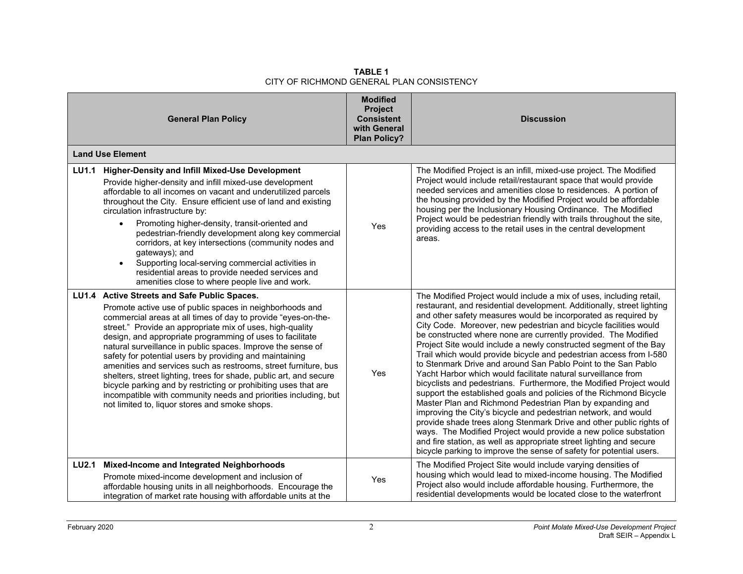**TABLE 1**
CITY OF RICHMOND GENERAL PLAN CONSISTENCY

| General Plan Policy | Modified Project Consistent with General Plan Policy? | Discussion |
|---|---|---|
| **Land Use Element** | | |
| **LU1.1 Higher-Density and Infill Mixed-Use Development**<br>Provide higher-density and infill mixed-use development affordable to all incomes on vacant and underutilized parcels throughout the City. Ensure efficient use of land and existing circulation infrastructure by:<br>• Promoting higher-density, transit-oriented and pedestrian-friendly development along key commercial corridors, at key intersections (community nodes and gateways); and<br>• Supporting local-serving commercial activities in residential areas to provide needed services and amenities close to where people live and work. | Yes | The Modified Project is an infill, mixed-use project. The Modified Project would include retail/restaurant space that would provide needed services and amenities close to residences. A portion of the housing provided by the Modified Project would be affordable housing per the Inclusionary Housing Ordinance. The Modified Project would be pedestrian friendly with trails throughout the site, providing access to the retail uses in the central development areas. |
| **LU1.4 Active Streets and Safe Public Spaces.**<br>Promote active use of public spaces in neighborhoods and commercial areas at all times of day to provide "eyes-on-the-street." Provide an appropriate mix of uses, high-quality design, and appropriate programming of uses to facilitate natural surveillance in public spaces. Improve the sense of safety for potential users by providing and maintaining amenities and services such as restrooms, street furniture, bus shelters, street lighting, trees for shade, public art, and secure bicycle parking and by restricting or prohibiting uses that are incompatible with community needs and priorities including, but not limited to, liquor stores and smoke shops. | Yes | The Modified Project would include a mix of uses, including retail, restaurant, and residential development. Additionally, street lighting and other safety measures would be incorporated as required by City Code. Moreover, new pedestrian and bicycle facilities would be constructed where none are currently provided. The Modified Project Site would include a newly constructed segment of the Bay Trail which would provide bicycle and pedestrian access from I-580 to Stenmark Drive and around San Pablo Point to the San Pablo Yacht Harbor which would facilitate natural surveillance from bicyclists and pedestrians. Furthermore, the Modified Project would support the established goals and policies of the Richmond Bicycle Master Plan and Richmond Pedestrian Plan by expanding and improving the City's bicycle and pedestrian network, and would provide shade trees along Stenmark Drive and other public rights of ways. The Modified Project would provide a new police substation and fire station, as well as appropriate street lighting and secure bicycle parking to improve the sense of safety for potential users. |
| **LU2.1 Mixed-Income and Integrated Neighborhoods**<br>Promote mixed-income development and inclusion of affordable housing units in all neighborhoods. Encourage the integration of market rate housing with affordable units at the | Yes | The Modified Project Site would include varying densities of housing which would lead to mixed-income housing. The Modified Project also would include affordable housing. Furthermore, the residential developments would be located close to the waterfront |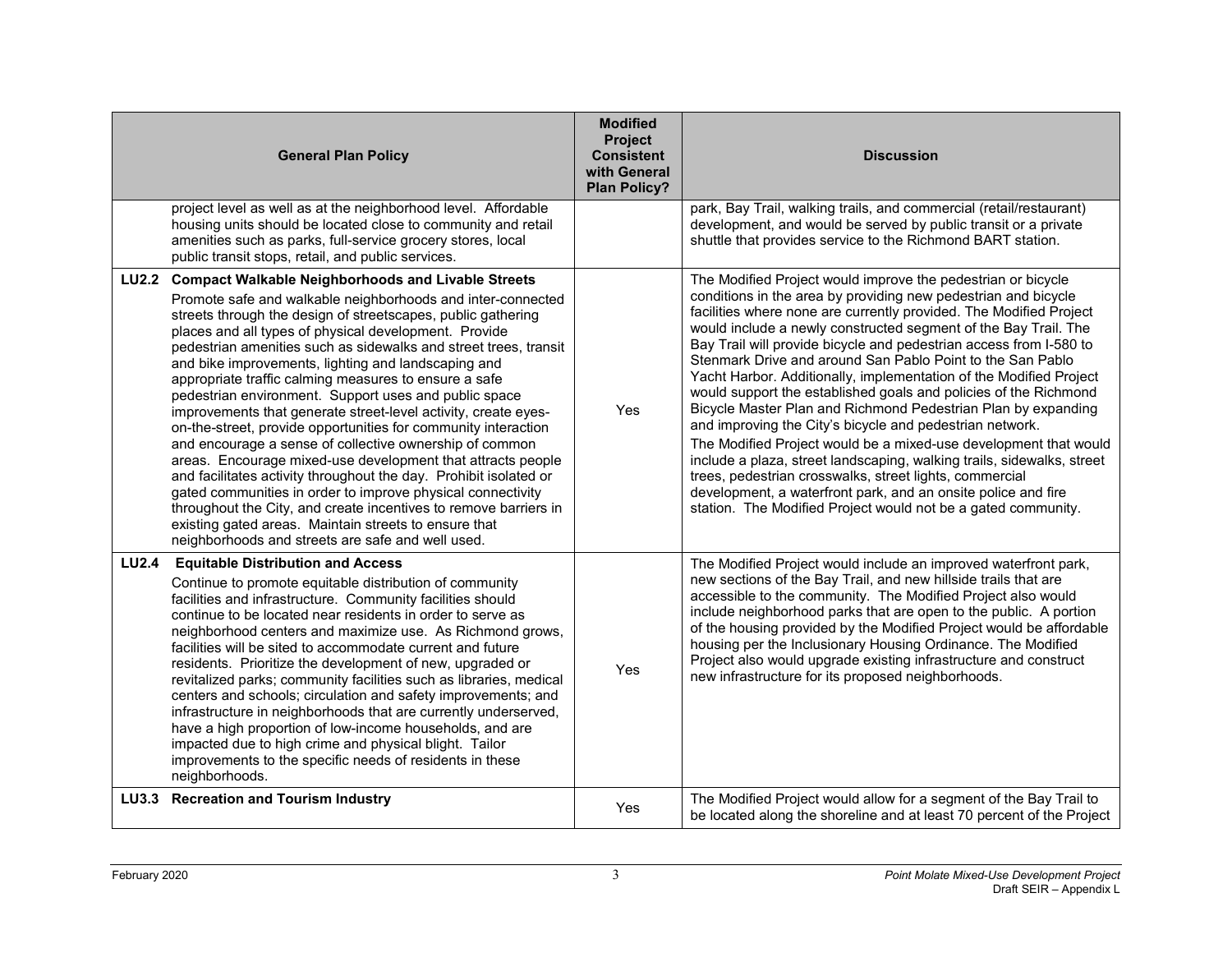| General Plan Policy | Modified Project Consistent with General Plan Policy? | Discussion |
|---|---|---|
| project level as well as at the neighborhood level. Affordable housing units should be located close to community and retail amenities such as parks, full-service grocery stores, local public transit stops, retail, and public services. | | park, Bay Trail, walking trails, and commercial (retail/restaurant) development, and would be served by public transit or a private shuttle that provides service to the Richmond BART station. |
| **LU2.2 Compact Walkable Neighborhoods and Livable Streets** Promote safe and walkable neighborhoods and inter-connected streets through the design of streetscapes, public gathering places and all types of physical development. Provide pedestrian amenities such as sidewalks and street trees, transit and bike improvements, lighting and landscaping and appropriate traffic calming measures to ensure a safe pedestrian environment. Support uses and public space improvements that generate street-level activity, create eyes-on-the-street, provide opportunities for community interaction and encourage a sense of collective ownership of common areas. Encourage mixed-use development that attracts people and facilitates activity throughout the day. Prohibit isolated or gated communities in order to improve physical connectivity throughout the City, and create incentives to remove barriers in existing gated areas. Maintain streets to ensure that neighborhoods and streets are safe and well used. | Yes | The Modified Project would improve the pedestrian or bicycle conditions in the area by providing new pedestrian and bicycle facilities where none are currently provided. The Modified Project would include a newly constructed segment of the Bay Trail. The Bay Trail will provide bicycle and pedestrian access from I-580 to Stenmark Drive and around San Pablo Point to the San Pablo Yacht Harbor. Additionally, implementation of the Modified Project would support the established goals and policies of the Richmond Bicycle Master Plan and Richmond Pedestrian Plan by expanding and improving the City's bicycle and pedestrian network.<br>The Modified Project would be a mixed-use development that would include a plaza, street landscaping, walking trails, sidewalks, street trees, pedestrian crosswalks, street lights, commercial development, a waterfront park, and an onsite police and fire station. The Modified Project would not be a gated community. |
| **LU2.4 Equitable Distribution and Access** Continue to promote equitable distribution of community facilities and infrastructure. Community facilities should continue to be located near residents in order to serve as neighborhood centers and maximize use. As Richmond grows, facilities will be sited to accommodate current and future residents. Prioritize the development of new, upgraded or revitalized parks; community facilities such as libraries, medical centers and schools; circulation and safety improvements; and infrastructure in neighborhoods that are currently underserved, have a high proportion of low-income households, and are impacted due to high crime and physical blight. Tailor improvements to the specific needs of residents in these neighborhoods. | Yes | The Modified Project would include an improved waterfront park, new sections of the Bay Trail, and new hillside trails that are accessible to the community. The Modified Project also would include neighborhood parks that are open to the public. A portion of the housing provided by the Modified Project would be affordable housing per the Inclusionary Housing Ordinance. The Modified Project also would upgrade existing infrastructure and construct new infrastructure for its proposed neighborhoods. |
| **LU3.3 Recreation and Tourism Industry** | Yes | The Modified Project would allow for a segment of the Bay Trail to be located along the shoreline and at least 70 percent of the Project |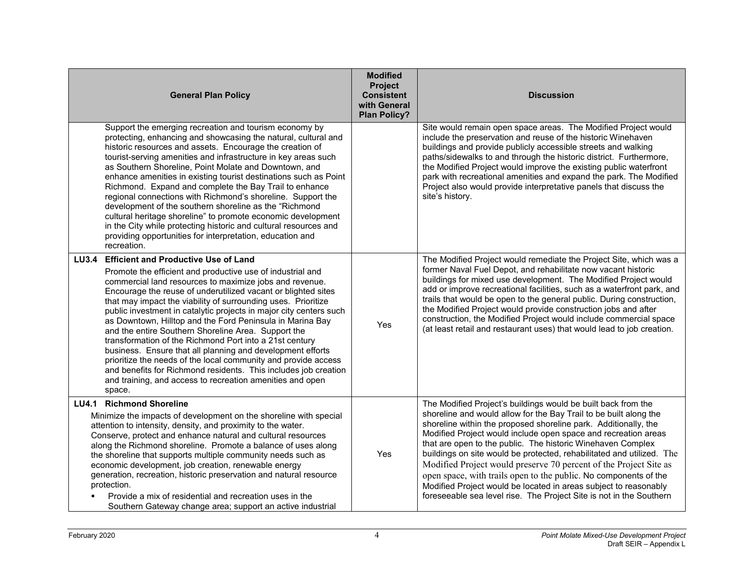| General Plan Policy | Modified Project Consistent with General Plan Policy? | Discussion |
|---|---|---|
| Support the emerging recreation and tourism economy by protecting, enhancing and showcasing the natural, cultural and historic resources and assets. Encourage the creation of tourist-serving amenities and infrastructure in key areas such as Southern Shoreline, Point Molate and Downtown, and enhance amenities in existing tourist destinations such as Point Richmond. Expand and complete the Bay Trail to enhance regional connections with Richmond's shoreline. Support the development of the southern shoreline as the "Richmond cultural heritage shoreline" to promote economic development in the City while protecting historic and cultural resources and providing opportunities for interpretation, education and recreation. | | Site would remain open space areas. The Modified Project would include the preservation and reuse of the historic Winehaven buildings and provide publicly accessible streets and walking paths/sidewalks to and through the historic district. Furthermore, the Modified Project would improve the existing public waterfront park with recreational amenities and expand the park. The Modified Project also would provide interpretative panels that discuss the site's history. |
| **LU3.4 Efficient and Productive Use of Land**<br>Promote the efficient and productive use of industrial and commercial land resources to maximize jobs and revenue. Encourage the reuse of underutilized vacant or blighted sites that may impact the viability of surrounding uses. Prioritize public investment in catalytic projects in major city centers such as Downtown, Hilltop and the Ford Peninsula in Marina Bay and the entire Southern Shoreline Area. Support the transformation of the Richmond Port into a 21st century business. Ensure that all planning and development efforts prioritize the needs of the local community and provide access and benefits for Richmond residents. This includes job creation and training, and access to recreation amenities and open space. | Yes | The Modified Project would remediate the Project Site, which was a former Naval Fuel Depot, and rehabilitate now vacant historic buildings for mixed use development. The Modified Project would add or improve recreational facilities, such as a waterfront park, and trails that would be open to the general public. During construction, the Modified Project would provide construction jobs and after construction, the Modified Project would include commercial space (at least retail and restaurant uses) that would lead to job creation. |
| **LU4.1 Richmond Shoreline**<br>Minimize the impacts of development on the shoreline with special attention to intensity, density, and proximity to the water. Conserve, protect and enhance natural and cultural resources along the Richmond shoreline. Promote a balance of uses along the shoreline that supports multiple community needs such as economic development, job creation, renewable energy generation, recreation, historic preservation and natural resource protection.<br>▪ Provide a mix of residential and recreation uses in the Southern Gateway change area; support an active industrial | Yes | The Modified Project's buildings would be built back from the shoreline and would allow for the Bay Trail to be built along the shoreline within the proposed shoreline park. Additionally, the Modified Project would include open space and recreation areas that are open to the public. The historic Winehaven Complex buildings on site would be protected, rehabilitated and utilized. The Modified Project would preserve 70 percent of the Project Site as open space, with trails open to the public. No components of the Modified Project would be located in areas subject to reasonably foreseeable sea level rise. The Project Site is not in the Southern |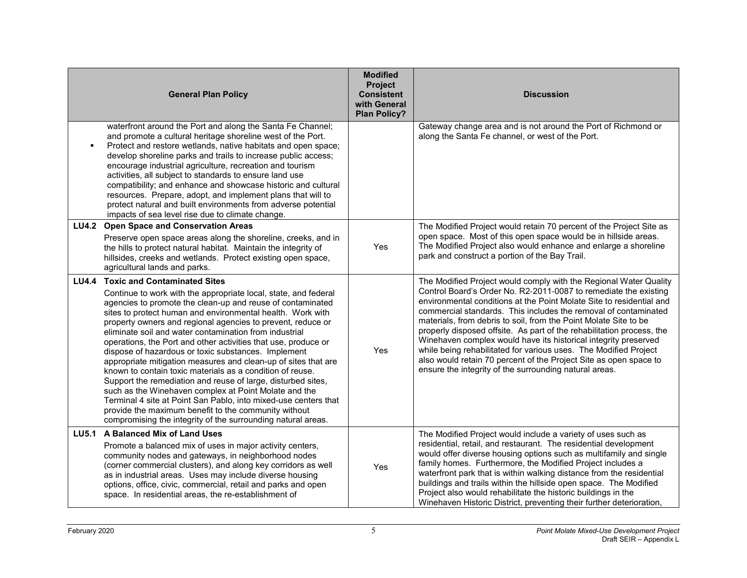| General Plan Policy | Modified Project Consistent with General Plan Policy? | Discussion |
|---|---|---|
| waterfront around the Port and along the Santa Fe Channel; and promote a cultural heritage shoreline west of the Port.<br>▪ Protect and restore wetlands, native habitats and open space; develop shoreline parks and trails to increase public access; encourage industrial agriculture, recreation and tourism activities, all subject to standards to ensure land use compatibility; and enhance and showcase historic and cultural resources. Prepare, adopt, and implement plans that will to protect natural and built environments from adverse potential impacts of sea level rise due to climate change. | | Gateway change area and is not around the Port of Richmond or along the Santa Fe channel, or west of the Port. |
| **LU4.2 Open Space and Conservation Areas**<br>Preserve open space areas along the shoreline, creeks, and in the hills to protect natural habitat. Maintain the integrity of hillsides, creeks and wetlands. Protect existing open space, agricultural lands and parks. | Yes | The Modified Project would retain 70 percent of the Project Site as open space. Most of this open space would be in hillside areas. The Modified Project also would enhance and enlarge a shoreline park and construct a portion of the Bay Trail. |
| **LU4.4 Toxic and Contaminated Sites**<br>Continue to work with the appropriate local, state, and federal agencies to promote the clean-up and reuse of contaminated sites to protect human and environmental health. Work with property owners and regional agencies to prevent, reduce or eliminate soil and water contamination from industrial operations, the Port and other activities that use, produce or dispose of hazardous or toxic substances. Implement appropriate mitigation measures and clean-up of sites that are known to contain toxic materials as a condition of reuse. Support the remediation and reuse of large, disturbed sites, such as the Winehaven complex at Point Molate and the Terminal 4 site at Point San Pablo, into mixed-use centers that provide the maximum benefit to the community without compromising the integrity of the surrounding natural areas. | Yes | The Modified Project would comply with the Regional Water Quality Control Board's Order No. R2-2011-0087 to remediate the existing environmental conditions at the Point Molate Site to residential and commercial standards. This includes the removal of contaminated materials, from debris to soil, from the Point Molate Site to be properly disposed offsite. As part of the rehabilitation process, the Winehaven complex would have its historical integrity preserved while being rehabilitated for various uses. The Modified Project also would retain 70 percent of the Project Site as open space to ensure the integrity of the surrounding natural areas. |
| **LU5.1 A Balanced Mix of Land Uses**<br>Promote a balanced mix of uses in major activity centers, community nodes and gateways, in neighborhood nodes (corner commercial clusters), and along key corridors as well as in industrial areas. Uses may include diverse housing options, office, civic, commercial, retail and parks and open space. In residential areas, the re-establishment of | Yes | The Modified Project would include a variety of uses such as residential, retail, and restaurant. The residential development would offer diverse housing options such as multifamily and single family homes. Furthermore, the Modified Project includes a waterfront park that is within walking distance from the residential buildings and trails within the hillside open space. The Modified Project also would rehabilitate the historic buildings in the Winehaven Historic District, preventing their further deterioration, |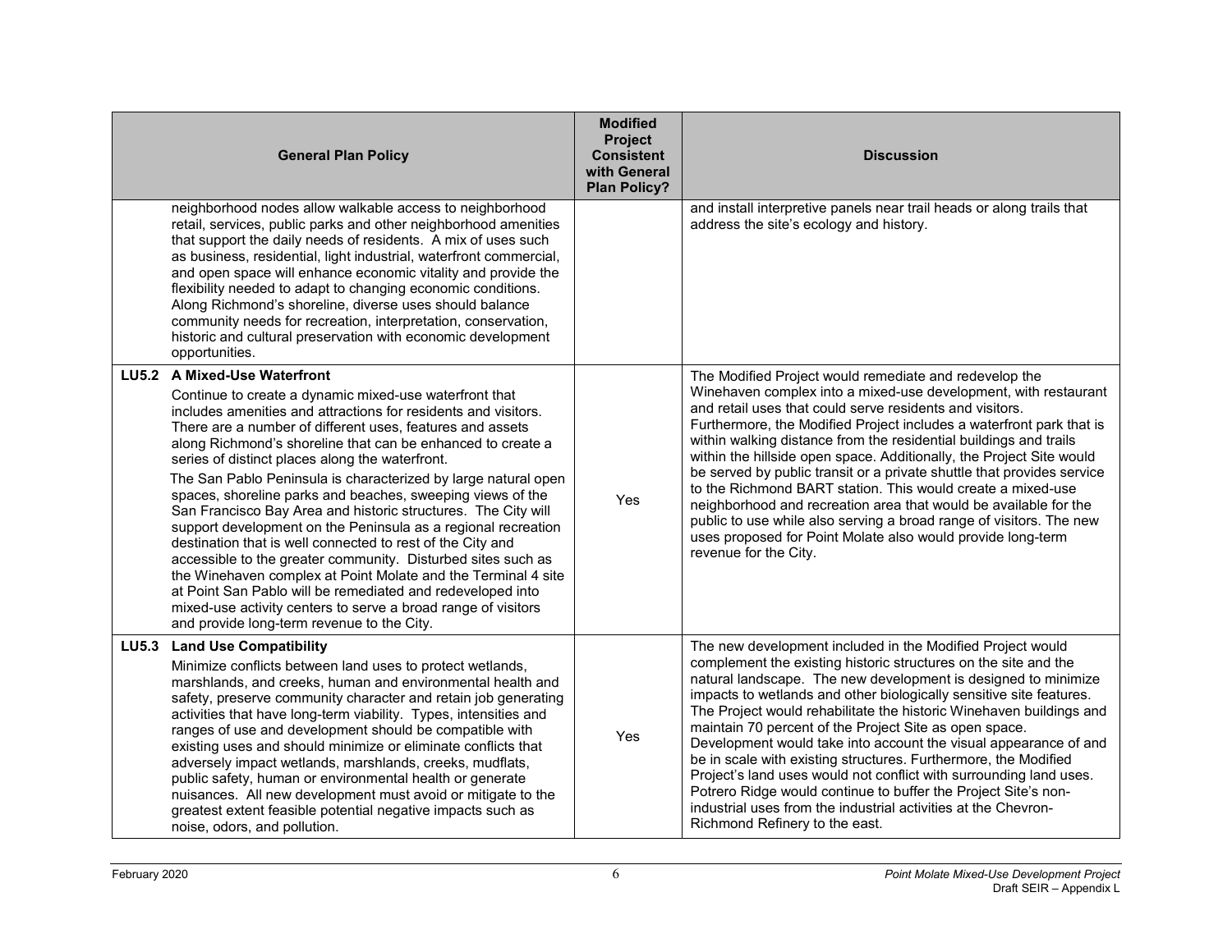| General Plan Policy | Modified Project Consistent with General Plan Policy? | Discussion |
|---|---|---|
| neighborhood nodes allow walkable access to neighborhood retail, services, public parks and other neighborhood amenities that support the daily needs of residents. A mix of uses such as business, residential, light industrial, waterfront commercial, and open space will enhance economic vitality and provide the flexibility needed to adapt to changing economic conditions. Along Richmond's shoreline, diverse uses should balance community needs for recreation, interpretation, conservation, historic and cultural preservation with economic development opportunities. | | and install interpretive panels near trail heads or along trails that address the site's ecology and history. |
| **LU5.2 A Mixed-Use Waterfront**<br>Continue to create a dynamic mixed-use waterfront that includes amenities and attractions for residents and visitors. There are a number of different uses, features and assets along Richmond's shoreline that can be enhanced to create a series of distinct places along the waterfront.<br>The San Pablo Peninsula is characterized by large natural open spaces, shoreline parks and beaches, sweeping views of the San Francisco Bay Area and historic structures. The City will support development on the Peninsula as a regional recreation destination that is well connected to rest of the City and accessible to the greater community. Disturbed sites such as the Winehaven complex at Point Molate and the Terminal 4 site at Point San Pablo will be remediated and redeveloped into mixed-use activity centers to serve a broad range of visitors and provide long-term revenue to the City. | Yes | The Modified Project would remediate and redevelop the Winehaven complex into a mixed-use development, with restaurant and retail uses that could serve residents and visitors. Furthermore, the Modified Project includes a waterfront park that is within walking distance from the residential buildings and trails within the hillside open space. Additionally, the Project Site would be served by public transit or a private shuttle that provides service to the Richmond BART station. This would create a mixed-use neighborhood and recreation area that would be available for the public to use while also serving a broad range of visitors. The new uses proposed for Point Molate also would provide long-term revenue for the City. |
| **LU5.3 Land Use Compatibility**<br>Minimize conflicts between land uses to protect wetlands, marshlands, and creeks, human and environmental health and safety, preserve community character and retain job generating activities that have long-term viability. Types, intensities and ranges of use and development should be compatible with existing uses and should minimize or eliminate conflicts that adversely impact wetlands, marshlands, creeks, mudflats, public safety, human or environmental health or generate nuisances. All new development must avoid or mitigate to the greatest extent feasible potential negative impacts such as noise, odors, and pollution. | Yes | The new development included in the Modified Project would complement the existing historic structures on the site and the natural landscape. The new development is designed to minimize impacts to wetlands and other biologically sensitive site features. The Project would rehabilitate the historic Winehaven buildings and maintain 70 percent of the Project Site as open space. Development would take into account the visual appearance of and be in scale with existing structures. Furthermore, the Modified Project's land uses would not conflict with surrounding land uses. Potrero Ridge would continue to buffer the Project Site's non-industrial uses from the industrial activities at the Chevron-Richmond Refinery to the east. |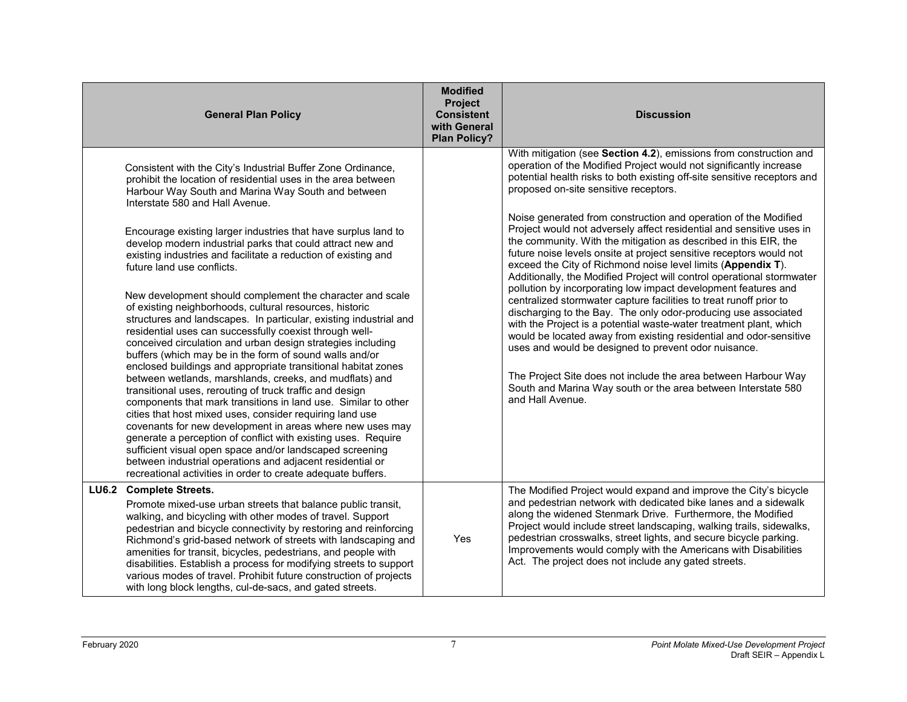| General Plan Policy | Modified Project Consistent with General Plan Policy? | Discussion |
|---|---|---|
| Consistent with the City's Industrial Buffer Zone Ordinance, prohibit the location of residential uses in the area between Harbour Way South and Marina Way South and between Interstate 580 and Hall Avenue.<br><br>Encourage existing larger industries that have surplus land to develop modern industrial parks that could attract new and existing industries and facilitate a reduction of existing and future land use conflicts.<br><br>New development should complement the character and scale of existing neighborhoods, cultural resources, historic structures and landscapes. In particular, existing industrial and residential uses can successfully coexist through well-conceived circulation and urban design strategies including buffers (which may be in the form of sound walls and/or enclosed buildings and appropriate transitional habitat zones between wetlands, marshlands, creeks, and mudflats) and transitional uses, rerouting of truck traffic and design components that mark transitions in land use. Similar to other cities that host mixed uses, consider requiring land use covenants for new development in areas where new uses may generate a perception of conflict with existing uses. Require sufficient visual open space and/or landscaped screening between industrial operations and adjacent residential or recreational activities in order to create adequate buffers. | | With mitigation (see **Section 4.2**), emissions from construction and operation of the Modified Project would not significantly increase potential health risks to both existing off-site sensitive receptors and proposed on-site sensitive receptors.<br><br>Noise generated from construction and operation of the Modified Project would not adversely affect residential and sensitive uses in the community. With the mitigation as described in this EIR, the future noise levels onsite at project sensitive receptors would not exceed the City of Richmond noise level limits (**Appendix T**). Additionally, the Modified Project will control operational stormwater pollution by incorporating low impact development features and centralized stormwater capture facilities to treat runoff prior to discharging to the Bay. The only odor-producing use associated with the Project is a potential waste-water treatment plant, which would be located away from existing residential and odor-sensitive uses and would be designed to prevent odor nuisance.<br><br>The Project Site does not include the area between Harbour Way South and Marina Way south or the area between Interstate 580 and Hall Avenue. |
| **LU6.2 Complete Streets.**<br>Promote mixed-use urban streets that balance public transit, walking, and bicycling with other modes of travel. Support pedestrian and bicycle connectivity by restoring and reinforcing Richmond's grid-based network of streets with landscaping and amenities for transit, bicycles, pedestrians, and people with disabilities. Establish a process for modifying streets to support various modes of travel. Prohibit future construction of projects with long block lengths, cul-de-sacs, and gated streets. | Yes | The Modified Project would expand and improve the City's bicycle and pedestrian network with dedicated bike lanes and a sidewalk along the widened Stenmark Drive. Furthermore, the Modified Project would include street landscaping, walking trails, sidewalks, pedestrian crosswalks, street lights, and secure bicycle parking. Improvements would comply with the Americans with Disabilities Act. The project does not include any gated streets. |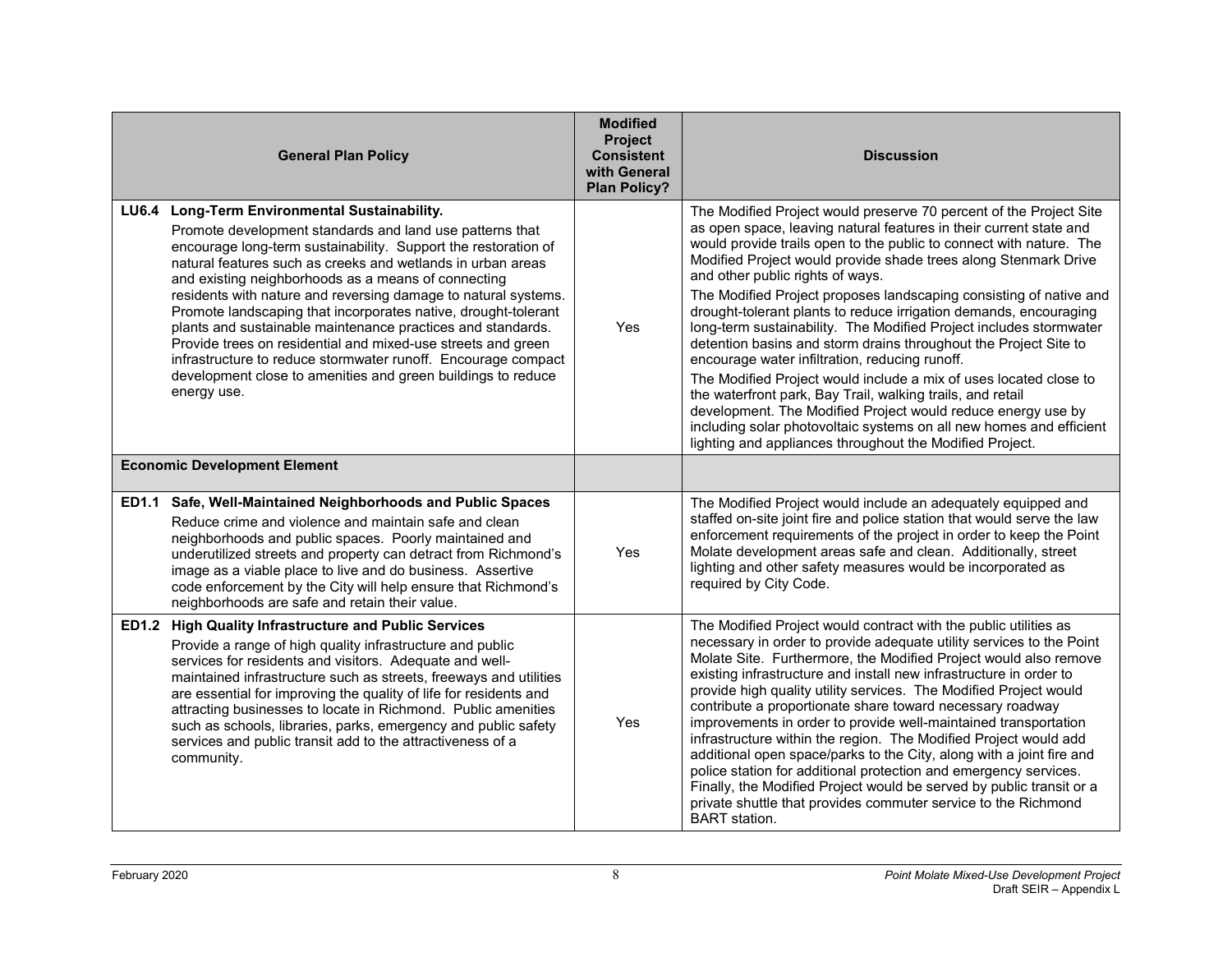| General Plan Policy | Modified Project Consistent with General Plan Policy? | Discussion |
|---|---|---|
| **LU6.4 Long-Term Environmental Sustainability.** Promote development standards and land use patterns that encourage long-term sustainability. Support the restoration of natural features such as creeks and wetlands in urban areas and existing neighborhoods as a means of connecting residents with nature and reversing damage to natural systems. Promote landscaping that incorporates native, drought-tolerant plants and sustainable maintenance practices and standards. Provide trees on residential and mixed-use streets and green infrastructure to reduce stormwater runoff. Encourage compact development close to amenities and green buildings to reduce energy use. | Yes | The Modified Project would preserve 70 percent of the Project Site as open space, leaving natural features in their current state and would provide trails open to the public to connect with nature. The Modified Project would provide shade trees along Stenmark Drive and other public rights of ways. The Modified Project proposes landscaping consisting of native and drought-tolerant plants to reduce irrigation demands, encouraging long-term sustainability. The Modified Project includes stormwater detention basins and storm drains throughout the Project Site to encourage water infiltration, reducing runoff. The Modified Project would include a mix of uses located close to the waterfront park, Bay Trail, walking trails, and retail development. The Modified Project would reduce energy use by including solar photovoltaic systems on all new homes and efficient lighting and appliances throughout the Modified Project. |
| **Economic Development Element** | | |
| **ED1.1 Safe, Well-Maintained Neighborhoods and Public Spaces** Reduce crime and violence and maintain safe and clean neighborhoods and public spaces. Poorly maintained and underutilized streets and property can detract from Richmond's image as a viable place to live and do business. Assertive code enforcement by the City will help ensure that Richmond's neighborhoods are safe and retain their value. | Yes | The Modified Project would include an adequately equipped and staffed on-site joint fire and police station that would serve the law enforcement requirements of the project in order to keep the Point Molate development areas safe and clean. Additionally, street lighting and other safety measures would be incorporated as required by City Code. |
| **ED1.2 High Quality Infrastructure and Public Services** Provide a range of high quality infrastructure and public services for residents and visitors. Adequate and well-maintained infrastructure such as streets, freeways and utilities are essential for improving the quality of life for residents and attracting businesses to locate in Richmond. Public amenities such as schools, libraries, parks, emergency and public safety services and public transit add to the attractiveness of a community. | Yes | The Modified Project would contract with the public utilities as necessary in order to provide adequate utility services to the Point Molate Site. Furthermore, the Modified Project would also remove existing infrastructure and install new infrastructure in order to provide high quality utility services. The Modified Project would contribute a proportionate share toward necessary roadway improvements in order to provide well-maintained transportation infrastructure within the region. The Modified Project would add additional open space/parks to the City, along with a joint fire and police station for additional protection and emergency services. Finally, the Modified Project would be served by public transit or a private shuttle that provides commuter service to the Richmond BART station. |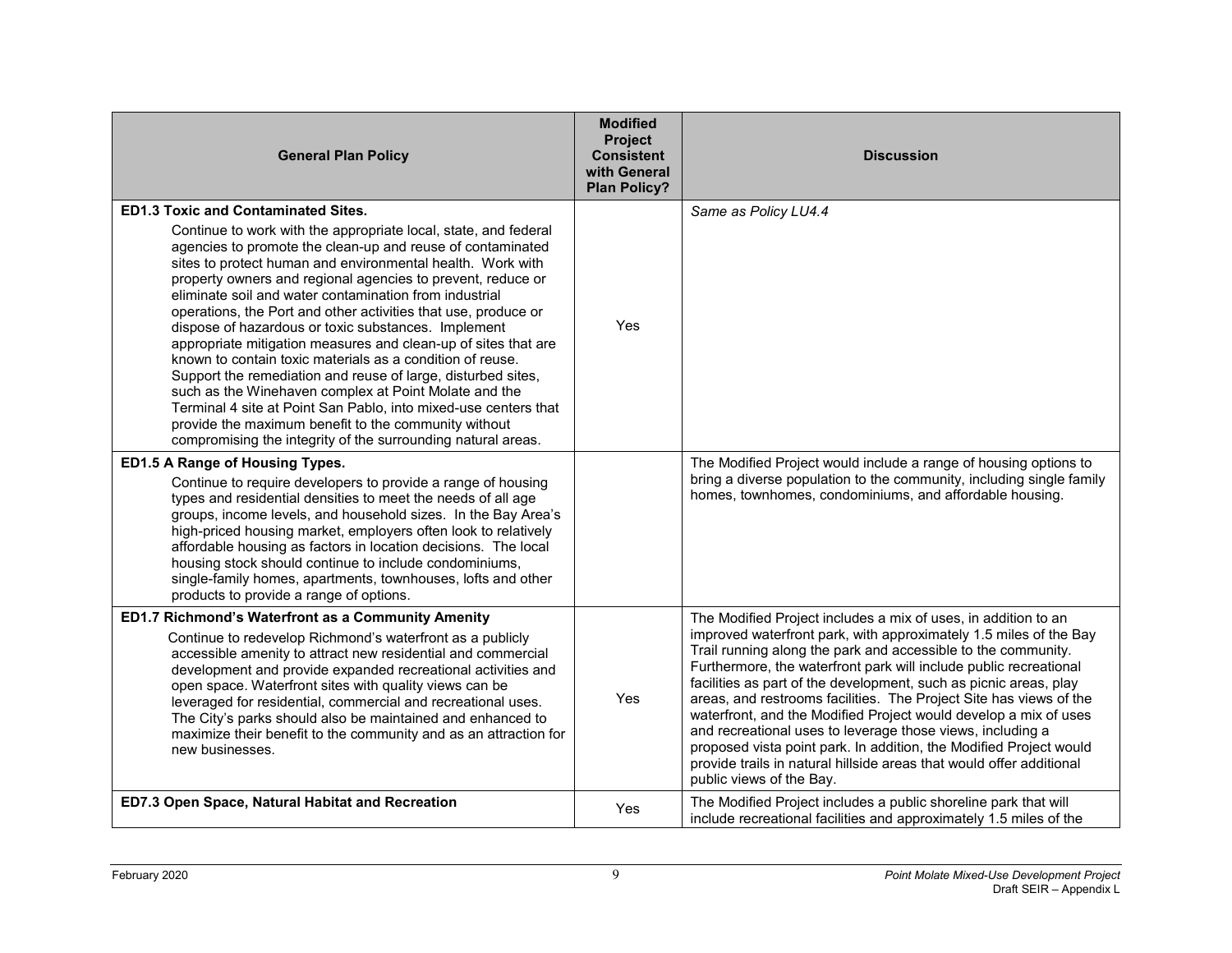| General Plan Policy | Modified Project Consistent with General Plan Policy? | Discussion |
|---|---|---|
| **ED1.3 Toxic and Contaminated Sites.** Continue to work with the appropriate local, state, and federal agencies to promote the clean-up and reuse of contaminated sites to protect human and environmental health. Work with property owners and regional agencies to prevent, reduce or eliminate soil and water contamination from industrial operations, the Port and other activities that use, produce or dispose of hazardous or toxic substances. Implement appropriate mitigation measures and clean-up of sites that are known to contain toxic materials as a condition of reuse. Support the remediation and reuse of large, disturbed sites, such as the Winehaven complex at Point Molate and the Terminal 4 site at Point San Pablo, into mixed-use centers that provide the maximum benefit to the community without compromising the integrity of the surrounding natural areas. | Yes | *Same as Policy LU4.4* |
| **ED1.5 A Range of Housing Types.** Continue to require developers to provide a range of housing types and residential densities to meet the needs of all age groups, income levels, and household sizes. In the Bay Area's high-priced housing market, employers often look to relatively affordable housing as factors in location decisions. The local housing stock should continue to include condominiums, single-family homes, apartments, townhouses, lofts and other products to provide a range of options. | | The Modified Project would include a range of housing options to bring a diverse population to the community, including single family homes, townhomes, condominiums, and affordable housing. |
| **ED1.7 Richmond's Waterfront as a Community Amenity** Continue to redevelop Richmond's waterfront as a publicly accessible amenity to attract new residential and commercial development and provide expanded recreational activities and open space. Waterfront sites with quality views can be leveraged for residential, commercial and recreational uses. The City's parks should also be maintained and enhanced to maximize their benefit to the community and as an attraction for new businesses. | Yes | The Modified Project includes a mix of uses, in addition to an improved waterfront park, with approximately 1.5 miles of the Bay Trail running along the park and accessible to the community. Furthermore, the waterfront park will include public recreational facilities as part of the development, such as picnic areas, play areas, and restrooms facilities. The Project Site has views of the waterfront, and the Modified Project would develop a mix of uses and recreational uses to leverage those views, including a proposed vista point park. In addition, the Modified Project would provide trails in natural hillside areas that would offer additional public views of the Bay. |
| **ED7.3 Open Space, Natural Habitat and Recreation** | Yes | The Modified Project includes a public shoreline park that will include recreational facilities and approximately 1.5 miles of the |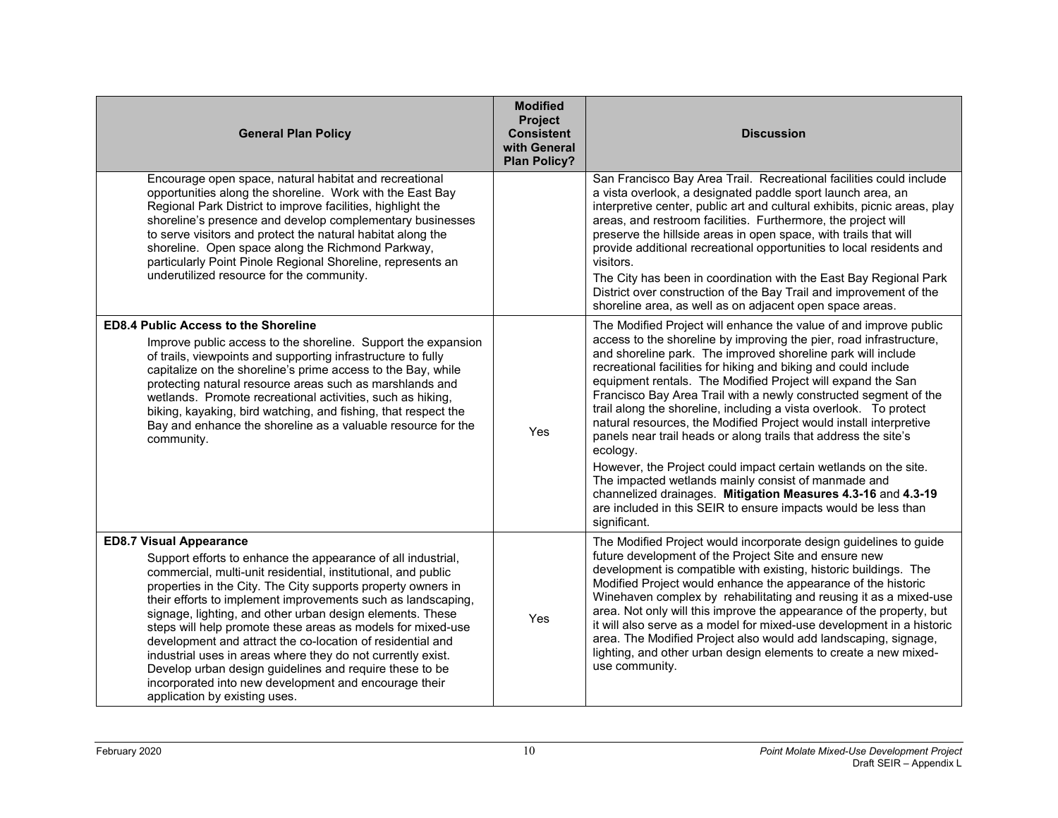| General Plan Policy | Modified Project Consistent with General Plan Policy? | Discussion |
|---|---|---|
| Encourage open space, natural habitat and recreational opportunities along the shoreline. Work with the East Bay Regional Park District to improve facilities, highlight the shoreline's presence and develop complementary businesses to serve visitors and protect the natural habitat along the shoreline. Open space along the Richmond Parkway, particularly Point Pinole Regional Shoreline, represents an underutilized resource for the community. | | San Francisco Bay Area Trail. Recreational facilities could include a vista overlook, a designated paddle sport launch area, an interpretive center, public art and cultural exhibits, picnic areas, play areas, and restroom facilities. Furthermore, the project will preserve the hillside areas in open space, with trails that will provide additional recreational opportunities to local residents and visitors.<br>The City has been in coordination with the East Bay Regional Park District over construction of the Bay Trail and improvement of the shoreline area, as well as on adjacent open space areas. |
| **ED8.4 Public Access to the Shoreline**<br>Improve public access to the shoreline. Support the expansion of trails, viewpoints and supporting infrastructure to fully capitalize on the shoreline's prime access to the Bay, while protecting natural resource areas such as marshlands and wetlands. Promote recreational activities, such as hiking, biking, kayaking, bird watching, and fishing, that respect the Bay and enhance the shoreline as a valuable resource for the community. | Yes | The Modified Project will enhance the value of and improve public access to the shoreline by improving the pier, road infrastructure, and shoreline park. The improved shoreline park will include recreational facilities for hiking and biking and could include equipment rentals. The Modified Project will expand the San Francisco Bay Area Trail with a newly constructed segment of the trail along the shoreline, including a vista overlook. To protect natural resources, the Modified Project would install interpretive panels near trail heads or along trails that address the site's ecology.<br>However, the Project could impact certain wetlands on the site. The impacted wetlands mainly consist of manmade and channelized drainages. **Mitigation Measures 4.3-16** and **4.3-19** are included in this SEIR to ensure impacts would be less than significant. |
| **ED8.7 Visual Appearance**<br>Support efforts to enhance the appearance of all industrial, commercial, multi-unit residential, institutional, and public properties in the City. The City supports property owners in their efforts to implement improvements such as landscaping, signage, lighting, and other urban design elements. These steps will help promote these areas as models for mixed-use development and attract the co-location of residential and industrial uses in areas where they do not currently exist. Develop urban design guidelines and require these to be incorporated into new development and encourage their application by existing uses. | Yes | The Modified Project would incorporate design guidelines to guide future development of the Project Site and ensure new development is compatible with existing, historic buildings. The Modified Project would enhance the appearance of the historic Winehaven complex by rehabilitating and reusing it as a mixed-use area. Not only will this improve the appearance of the property, but it will also serve as a model for mixed-use development in a historic area. The Modified Project also would add landscaping, signage, lighting, and other urban design elements to create a new mixed-use community. |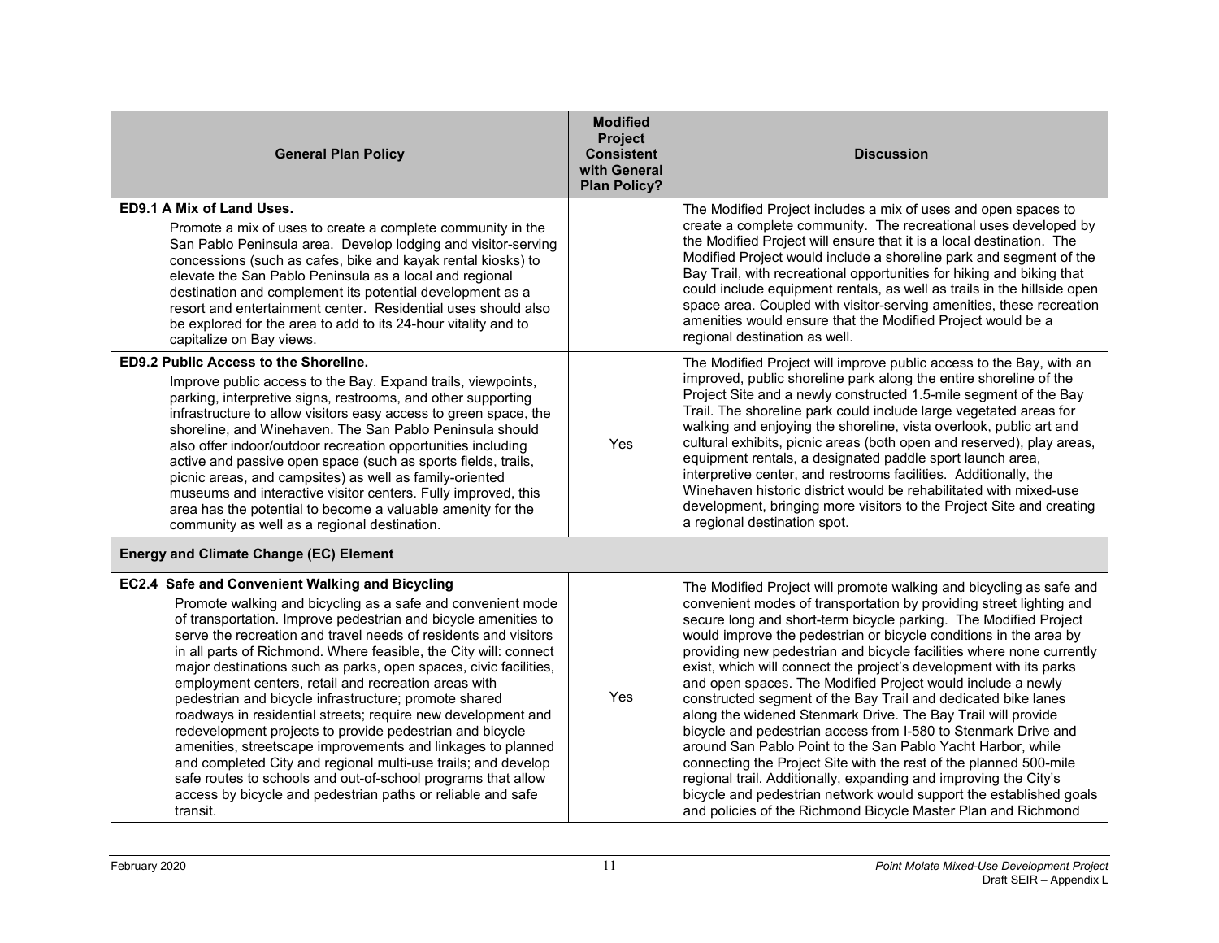| General Plan Policy | Modified Project Consistent with General Plan Policy? | Discussion |
|---|---|---|
| **ED9.1 A Mix of Land Uses.** Promote a mix of uses to create a complete community in the San Pablo Peninsula area. Develop lodging and visitor-serving concessions (such as cafes, bike and kayak rental kiosks) to elevate the San Pablo Peninsula as a local and regional destination and complement its potential development as a resort and entertainment center. Residential uses should also be explored for the area to add to its 24-hour vitality and to capitalize on Bay views. | | The Modified Project includes a mix of uses and open spaces to create a complete community. The recreational uses developed by the Modified Project will ensure that it is a local destination. The Modified Project would include a shoreline park and segment of the Bay Trail, with recreational opportunities for hiking and biking that could include equipment rentals, as well as trails in the hillside open space area. Coupled with visitor-serving amenities, these recreation amenities would ensure that the Modified Project would be a regional destination as well. |
| **ED9.2 Public Access to the Shoreline.** Improve public access to the Bay. Expand trails, viewpoints, parking, interpretive signs, restrooms, and other supporting infrastructure to allow visitors easy access to green space, the shoreline, and Winehaven. The San Pablo Peninsula should also offer indoor/outdoor recreation opportunities including active and passive open space (such as sports fields, trails, picnic areas, and campsites) as well as family-oriented museums and interactive visitor centers. Fully improved, this area has the potential to become a valuable amenity for the community as well as a regional destination. | Yes | The Modified Project will improve public access to the Bay, with an improved, public shoreline park along the entire shoreline of the Project Site and a newly constructed 1.5-mile segment of the Bay Trail. The shoreline park could include large vegetated areas for walking and enjoying the shoreline, vista overlook, public art and cultural exhibits, picnic areas (both open and reserved), play areas, equipment rentals, a designated paddle sport launch area, interpretive center, and restrooms facilities. Additionally, the Winehaven historic district would be rehabilitated with mixed-use development, bringing more visitors to the Project Site and creating a regional destination spot. |
| **Energy and Climate Change (EC) Element** | | |
| **EC2.4 Safe and Convenient Walking and Bicycling** Promote walking and bicycling as a safe and convenient mode of transportation. Improve pedestrian and bicycle amenities to serve the recreation and travel needs of residents and visitors in all parts of Richmond. Where feasible, the City will: connect major destinations such as parks, open spaces, civic facilities, employment centers, retail and recreation areas with pedestrian and bicycle infrastructure; promote shared roadways in residential streets; require new development and redevelopment projects to provide pedestrian and bicycle amenities, streetscape improvements and linkages to planned and completed City and regional multi-use trails; and develop safe routes to schools and out-of-school programs that allow access by bicycle and pedestrian paths or reliable and safe transit. | Yes | The Modified Project will promote walking and bicycling as safe and convenient modes of transportation by providing street lighting and secure long and short-term bicycle parking. The Modified Project would improve the pedestrian or bicycle conditions in the area by providing new pedestrian and bicycle facilities where none currently exist, which will connect the project's development with its parks and open spaces. The Modified Project would include a newly constructed segment of the Bay Trail and dedicated bike lanes along the widened Stenmark Drive. The Bay Trail will provide bicycle and pedestrian access from I-580 to Stenmark Drive and around San Pablo Point to the San Pablo Yacht Harbor, while connecting the Project Site with the rest of the planned 500-mile regional trail. Additionally, expanding and improving the City's bicycle and pedestrian network would support the established goals and policies of the Richmond Bicycle Master Plan and Richmond |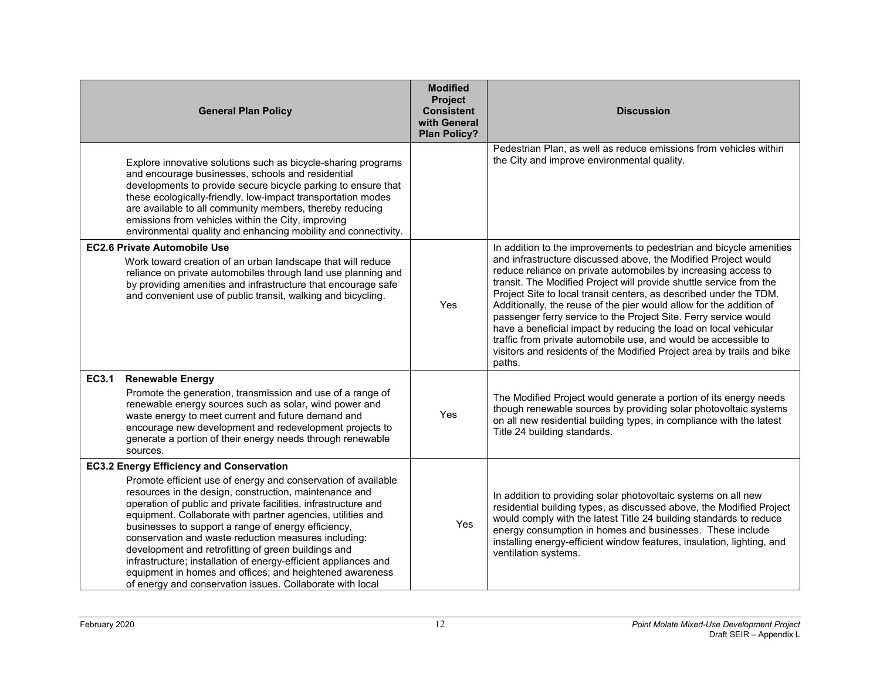| General Plan Policy | Modified Project Consistent with General Plan Policy? | Discussion |
|---|---|---|
| Explore innovative solutions such as bicycle-sharing programs and encourage businesses, schools and residential developments to provide secure bicycle parking to ensure that these ecologically-friendly, low-impact transportation modes are available to all community members, thereby reducing emissions from vehicles within the City, improving environmental quality and enhancing mobility and connectivity. | | Pedestrian Plan, as well as reduce emissions from vehicles within the City and improve environmental quality. |
| **EC2.6 Private Automobile Use**<br>Work toward creation of an urban landscape that will reduce reliance on private automobiles through land use planning and by providing amenities and infrastructure that encourage safe and convenient use of public transit, walking and bicycling. | Yes | In addition to the improvements to pedestrian and bicycle amenities and infrastructure discussed above, the Modified Project would reduce reliance on private automobiles by increasing access to transit. The Modified Project will provide shuttle service from the Project Site to local transit centers, as described under the TDM. Additionally, the reuse of the pier would allow for the addition of passenger ferry service to the Project Site. Ferry service would have a beneficial impact by reducing the load on local vehicular traffic from private automobile use, and would be accessible to visitors and residents of the Modified Project area by trails and bike paths. |
| **EC3.1 Renewable Energy**<br>Promote the generation, transmission and use of a range of renewable energy sources such as solar, wind power and waste energy to meet current and future demand and encourage new development and redevelopment projects to generate a portion of their energy needs through renewable sources. | Yes | The Modified Project would generate a portion of its energy needs though renewable sources by providing solar photovoltaic systems on all new residential building types, in compliance with the latest Title 24 building standards. |
| **EC3.2 Energy Efficiency and Conservation**<br>Promote efficient use of energy and conservation of available resources in the design, construction, maintenance and operation of public and private facilities, infrastructure and equipment. Collaborate with partner agencies, utilities and businesses to support a range of energy efficiency, conservation and waste reduction measures including: development and retrofitting of green buildings and infrastructure; installation of energy-efficient appliances and equipment in homes and offices; and heightened awareness of energy and conservation issues. Collaborate with local | Yes | In addition to providing solar photovoltaic systems on all new residential building types, as discussed above, the Modified Project would comply with the latest Title 24 building standards to reduce energy consumption in homes and businesses. These include installing energy-efficient window features, insulation, lighting, and ventilation systems. |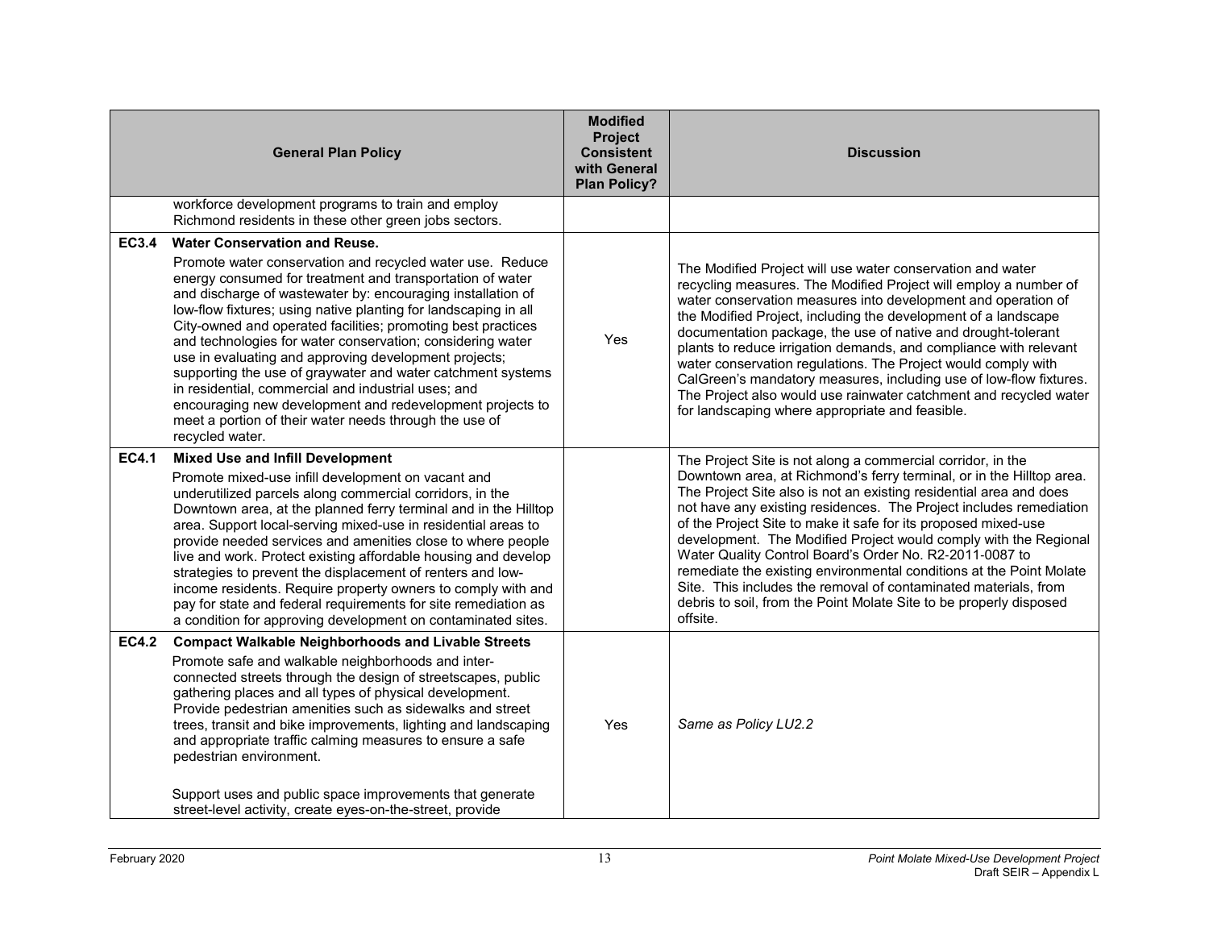| General Plan Policy | Modified Project Consistent with General Plan Policy? | Discussion |
|---|---|---|
| workforce development programs to train and employ Richmond residents in these other green jobs sectors. | | |
| **EC3.4 Water Conservation and Reuse.** Promote water conservation and recycled water use. Reduce energy consumed for treatment and transportation of water and discharge of wastewater by: encouraging installation of low-flow fixtures; using native planting for landscaping in all City-owned and operated facilities; promoting best practices and technologies for water conservation; considering water use in evaluating and approving development projects; supporting the use of graywater and water catchment systems in residential, commercial and industrial uses; and encouraging new development and redevelopment projects to meet a portion of their water needs through the use of recycled water. | Yes | The Modified Project will use water conservation and water recycling measures. The Modified Project will employ a number of water conservation measures into development and operation of the Modified Project, including the development of a landscape documentation package, the use of native and drought-tolerant plants to reduce irrigation demands, and compliance with relevant water conservation regulations. The Project would comply with CalGreen's mandatory measures, including use of low-flow fixtures. The Project also would use rainwater catchment and recycled water for landscaping where appropriate and feasible. |
| **EC4.1 Mixed Use and Infill Development** Promote mixed-use infill development on vacant and underutilized parcels along commercial corridors, in the Downtown area, at the planned ferry terminal and in the Hilltop area. Support local-serving mixed-use in residential areas to provide needed services and amenities close to where people live and work. Protect existing affordable housing and develop strategies to prevent the displacement of renters and low-income residents. Require property owners to comply with and pay for state and federal requirements for site remediation as a condition for approving development on contaminated sites. | | The Project Site is not along a commercial corridor, in the Downtown area, at Richmond's ferry terminal, or in the Hilltop area. The Project Site also is not an existing residential area and does not have any existing residences. The Project includes remediation of the Project Site to make it safe for its proposed mixed-use development. The Modified Project would comply with the Regional Water Quality Control Board's Order No. R2-2011-0087 to remediate the existing environmental conditions at the Point Molate Site. This includes the removal of contaminated materials, from debris to soil, from the Point Molate Site to be properly disposed offsite. |
| **EC4.2 Compact Walkable Neighborhoods and Livable Streets** Promote safe and walkable neighborhoods and inter-connected streets through the design of streetscapes, public gathering places and all types of physical development. Provide pedestrian amenities such as sidewalks and street trees, transit and bike improvements, lighting and landscaping and appropriate traffic calming measures to ensure a safe pedestrian environment.<br><br>Support uses and public space improvements that generate street-level activity, create eyes-on-the-street, provide | Yes | *Same as Policy LU2.2* |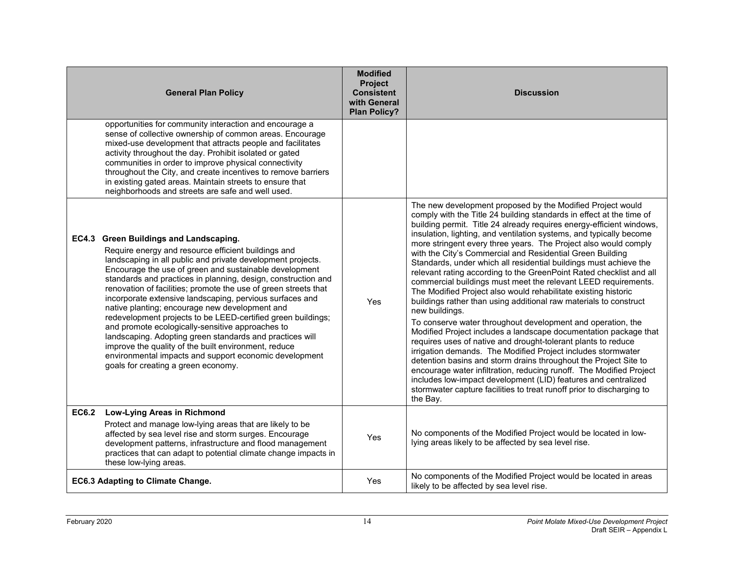| General Plan Policy | Modified Project Consistent with General Plan Policy? | Discussion |
|---|---|---|
| opportunities for community interaction and encourage a sense of collective ownership of common areas. Encourage mixed-use development that attracts people and facilitates activity throughout the day. Prohibit isolated or gated communities in order to improve physical connectivity throughout the City, and create incentives to remove barriers in existing gated areas. Maintain streets to ensure that neighborhoods and streets are safe and well used. | | |
| **EC4.3 Green Buildings and Landscaping.** Require energy and resource efficient buildings and landscaping in all public and private development projects. Encourage the use of green and sustainable development standards and practices in planning, design, construction and renovation of facilities; promote the use of green streets that incorporate extensive landscaping, pervious surfaces and native planting; encourage new development and redevelopment projects to be LEED-certified green buildings; and promote ecologically-sensitive approaches to landscaping. Adopting green standards and practices will improve the quality of the built environment, reduce environmental impacts and support economic development goals for creating a green economy. | Yes | The new development proposed by the Modified Project would comply with the Title 24 building standards in effect at the time of building permit. Title 24 already requires energy-efficient windows, insulation, lighting, and ventilation systems, and typically become more stringent every three years. The Project also would comply with the City's Commercial and Residential Green Building Standards, under which all residential buildings must achieve the relevant rating according to the GreenPoint Rated checklist and all commercial buildings must meet the relevant LEED requirements. The Modified Project also would rehabilitate existing historic buildings rather than using additional raw materials to construct new buildings.<br><br>To conserve water throughout development and operation, the Modified Project includes a landscape documentation package that requires uses of native and drought-tolerant plants to reduce irrigation demands. The Modified Project includes stormwater detention basins and storm drains throughout the Project Site to encourage water infiltration, reducing runoff. The Modified Project includes low-impact development (LID) features and centralized stormwater capture facilities to treat runoff prior to discharging to the Bay. |
| **EC6.2 Low-Lying Areas in Richmond** Protect and manage low-lying areas that are likely to be affected by sea level rise and storm surges. Encourage development patterns, infrastructure and flood management practices that can adapt to potential climate change impacts in these low-lying areas. | Yes | No components of the Modified Project would be located in low-lying areas likely to be affected by sea level rise. |
| **EC6.3 Adapting to Climate Change.** | Yes | No components of the Modified Project would be located in areas likely to be affected by sea level rise. |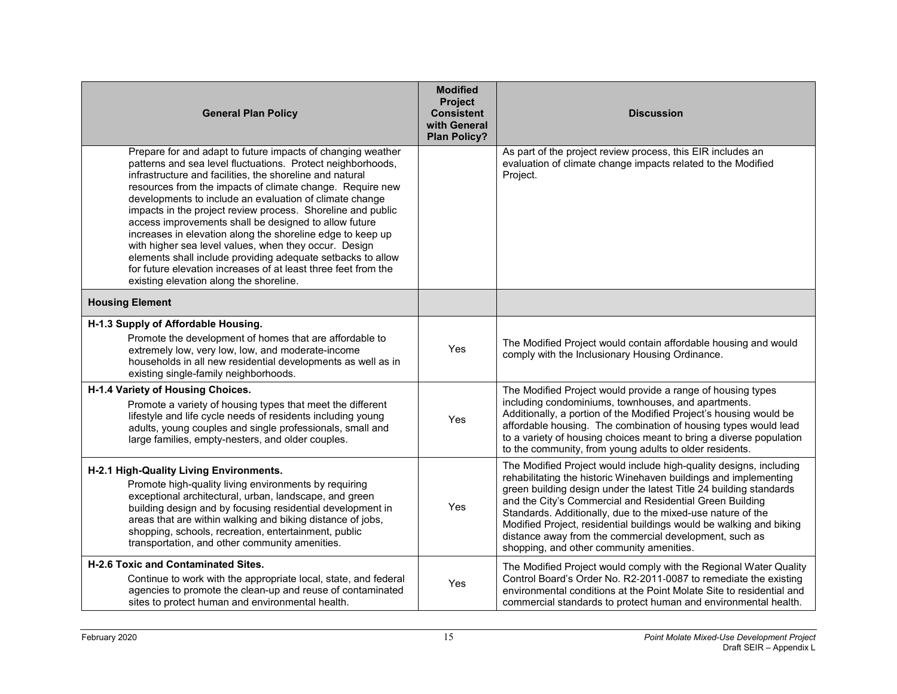| General Plan Policy | Modified Project Consistent with General Plan Policy? | Discussion |
|---|---|---|
| Prepare for and adapt to future impacts of changing weather patterns and sea level fluctuations. Protect neighborhoods, infrastructure and facilities, the shoreline and natural resources from the impacts of climate change. Require new developments to include an evaluation of climate change impacts in the project review process. Shoreline and public access improvements shall be designed to allow future increases in elevation along the shoreline edge to keep up with higher sea level values, when they occur. Design elements shall include providing adequate setbacks to allow for future elevation increases of at least three feet from the existing elevation along the shoreline. | | As part of the project review process, this EIR includes an evaluation of climate change impacts related to the Modified Project. |
| **Housing Element** | | |
| **H-1.3 Supply of Affordable Housing.** Promote the development of homes that are affordable to extremely low, very low, low, and moderate-income households in all new residential developments as well as in existing single-family neighborhoods. | Yes | The Modified Project would contain affordable housing and would comply with the Inclusionary Housing Ordinance. |
| **H-1.4 Variety of Housing Choices.** Promote a variety of housing types that meet the different lifestyle and life cycle needs of residents including young adults, young couples and single professionals, small and large families, empty-nesters, and older couples. | Yes | The Modified Project would provide a range of housing types including condominiums, townhouses, and apartments. Additionally, a portion of the Modified Project's housing would be affordable housing. The combination of housing types would lead to a variety of housing choices meant to bring a diverse population to the community, from young adults to older residents. |
| **H-2.1 High-Quality Living Environments.** Promote high-quality living environments by requiring exceptional architectural, urban, landscape, and green building design and by focusing residential development in areas that are within walking and biking distance of jobs, shopping, schools, recreation, entertainment, public transportation, and other community amenities. | Yes | The Modified Project would include high-quality designs, including rehabilitating the historic Winehaven buildings and implementing green building design under the latest Title 24 building standards and the City's Commercial and Residential Green Building Standards. Additionally, due to the mixed-use nature of the Modified Project, residential buildings would be walking and biking distance away from the commercial development, such as shopping, and other community amenities. |
| **H-2.6 Toxic and Contaminated Sites.** Continue to work with the appropriate local, state, and federal agencies to promote the clean-up and reuse of contaminated sites to protect human and environmental health. | Yes | The Modified Project would comply with the Regional Water Quality Control Board's Order No. R2-2011-0087 to remediate the existing environmental conditions at the Point Molate Site to residential and commercial standards to protect human and environmental health. |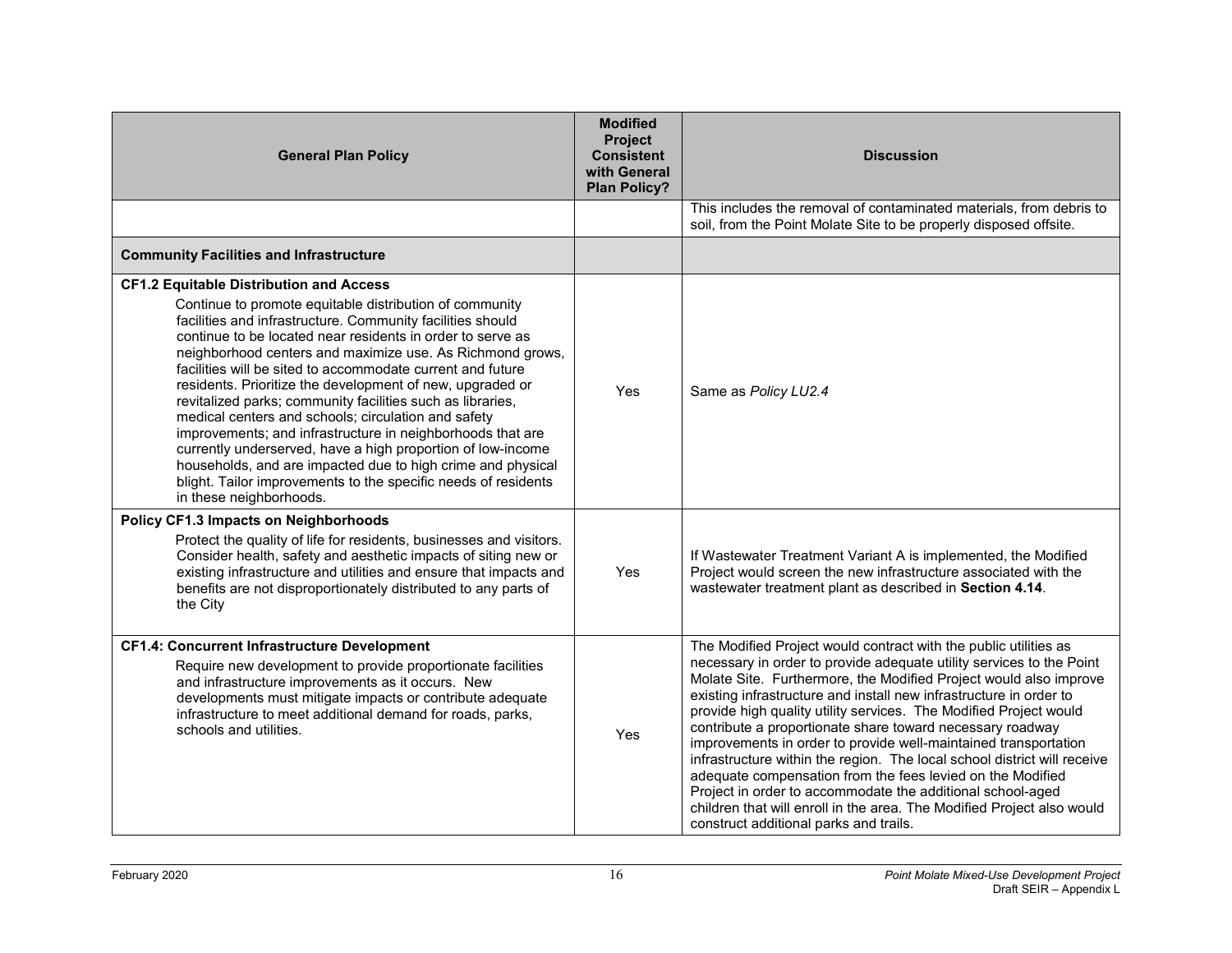| General Plan Policy | Modified Project Consistent with General Plan Policy? | Discussion |
|---|---|---|
| | | This includes the removal of contaminated materials, from debris to soil, from the Point Molate Site to be properly disposed offsite. |
| **Community Facilities and Infrastructure** | | |
| **CF1.2 Equitable Distribution and Access**<br>Continue to promote equitable distribution of community facilities and infrastructure. Community facilities should continue to be located near residents in order to serve as neighborhood centers and maximize use. As Richmond grows, facilities will be sited to accommodate current and future residents. Prioritize the development of new, upgraded or revitalized parks; community facilities such as libraries, medical centers and schools; circulation and safety improvements; and infrastructure in neighborhoods that are currently underserved, have a high proportion of low-income households, and are impacted due to high crime and physical blight. Tailor improvements to the specific needs of residents in these neighborhoods. | Yes | Same as *Policy LU2.4* |
| **Policy CF1.3 Impacts on Neighborhoods**<br>Protect the quality of life for residents, businesses and visitors. Consider health, safety and aesthetic impacts of siting new or existing infrastructure and utilities and ensure that impacts and benefits are not disproportionately distributed to any parts of the City | Yes | If Wastewater Treatment Variant A is implemented, the Modified Project would screen the new infrastructure associated with the wastewater treatment plant as described in **Section 4.14**. |
| **CF1.4: Concurrent Infrastructure Development**<br>Require new development to provide proportionate facilities and infrastructure improvements as it occurs. New developments must mitigate impacts or contribute adequate infrastructure to meet additional demand for roads, parks, schools and utilities. | Yes | The Modified Project would contract with the public utilities as necessary in order to provide adequate utility services to the Point Molate Site. Furthermore, the Modified Project would also improve existing infrastructure and install new infrastructure in order to provide high quality utility services. The Modified Project would contribute a proportionate share toward necessary roadway improvements in order to provide well-maintained transportation infrastructure within the region. The local school district will receive adequate compensation from the fees levied on the Modified Project in order to accommodate the additional school-aged children that will enroll in the area. The Modified Project also would construct additional parks and trails. |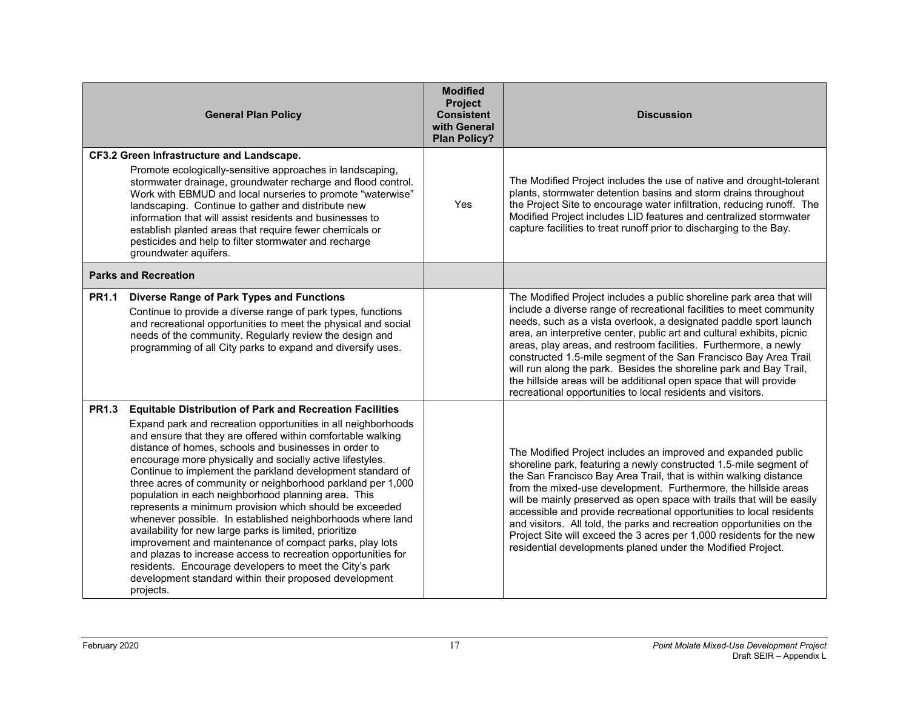| General Plan Policy | Modified Project Consistent with General Plan Policy? | Discussion |
|---|---|---|
| **CF3.2 Green Infrastructure and Landscape.** Promote ecologically-sensitive approaches in landscaping, stormwater drainage, groundwater recharge and flood control. Work with EBMUD and local nurseries to promote "waterwise" landscaping. Continue to gather and distribute new information that will assist residents and businesses to establish planted areas that require fewer chemicals or pesticides and help to filter stormwater and recharge groundwater aquifers. | Yes | The Modified Project includes the use of native and drought-tolerant plants, stormwater detention basins and storm drains throughout the Project Site to encourage water infiltration, reducing runoff. The Modified Project includes LID features and centralized stormwater capture facilities to treat runoff prior to discharging to the Bay. |
| **Parks and Recreation** | | |
| **PR1.1 Diverse Range of Park Types and Functions** Continue to provide a diverse range of park types, functions and recreational opportunities to meet the physical and social needs of the community. Regularly review the design and programming of all City parks to expand and diversify uses. | | The Modified Project includes a public shoreline park area that will include a diverse range of recreational facilities to meet community needs, such as a vista overlook, a designated paddle sport launch area, an interpretive center, public art and cultural exhibits, picnic areas, play areas, and restroom facilities. Furthermore, a newly constructed 1.5-mile segment of the San Francisco Bay Area Trail will run along the park. Besides the shoreline park and Bay Trail, the hillside areas will be additional open space that will provide recreational opportunities to local residents and visitors. |
| **PR1.3 Equitable Distribution of Park and Recreation Facilities** Expand park and recreation opportunities in all neighborhoods and ensure that they are offered within comfortable walking distance of homes, schools and businesses in order to encourage more physically and socially active lifestyles. Continue to implement the parkland development standard of three acres of community or neighborhood parkland per 1,000 population in each neighborhood planning area. This represents a minimum provision which should be exceeded whenever possible. In established neighborhoods where land availability for new large parks is limited, prioritize improvement and maintenance of compact parks, play lots and plazas to increase access to recreation opportunities for residents. Encourage developers to meet the City's park development standard within their proposed development projects. | | The Modified Project includes an improved and expanded public shoreline park, featuring a newly constructed 1.5-mile segment of the San Francisco Bay Area Trail, that is within walking distance from the mixed-use development. Furthermore, the hillside areas will be mainly preserved as open space with trails that will be easily accessible and provide recreational opportunities to local residents and visitors. All told, the parks and recreation opportunities on the Project Site will exceed the 3 acres per 1,000 residents for the new residential developments planed under the Modified Project. |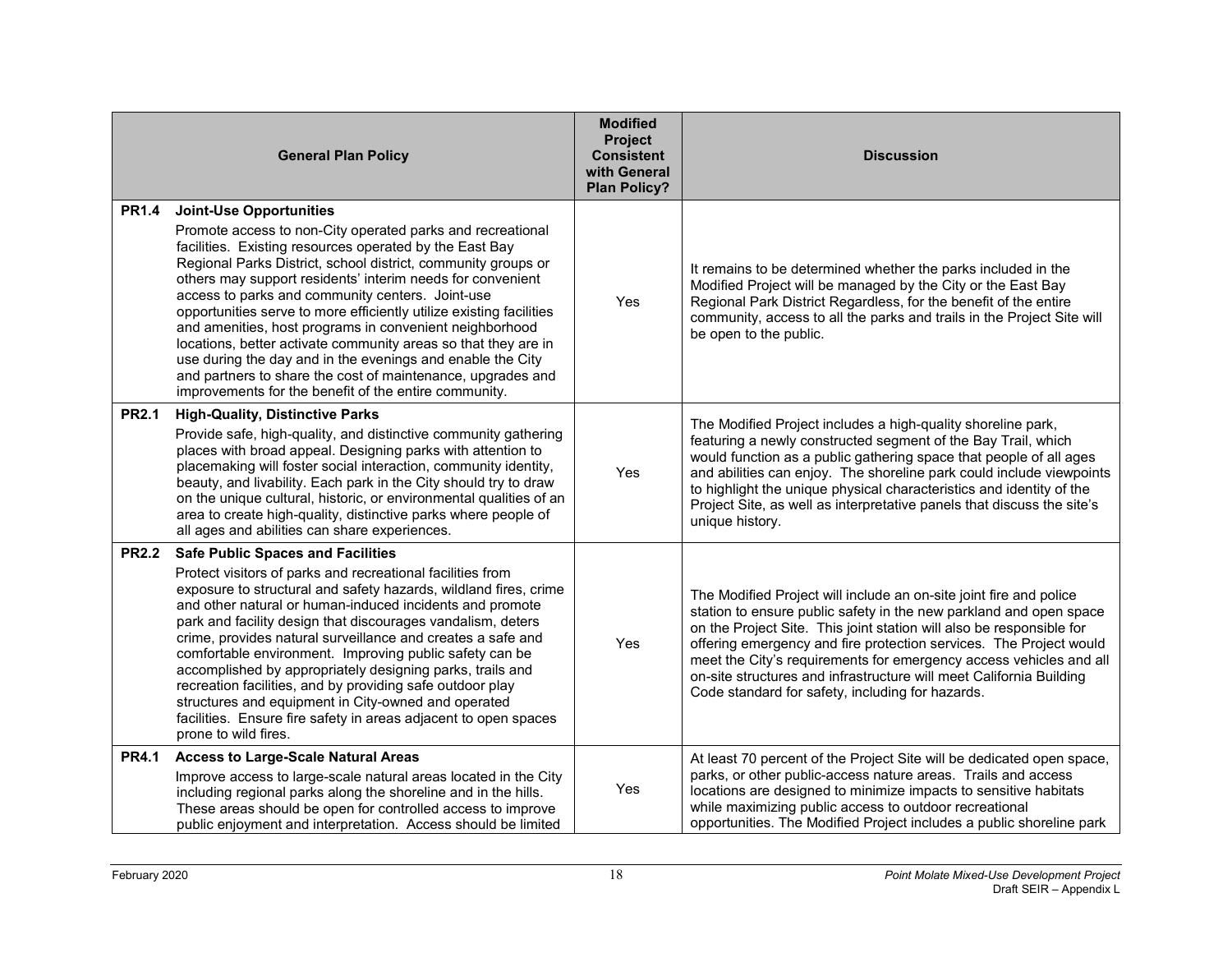| General Plan Policy | Modified Project Consistent with General Plan Policy? | Discussion |
|---|---|---|
| **PR1.4 Joint-Use Opportunities**<br>Promote access to non-City operated parks and recreational facilities. Existing resources operated by the East Bay Regional Parks District, school district, community groups or others may support residents' interim needs for convenient access to parks and community centers. Joint-use opportunities serve to more efficiently utilize existing facilities and amenities, host programs in convenient neighborhood locations, better activate community areas so that they are in use during the day and in the evenings and enable the City and partners to share the cost of maintenance, upgrades and improvements for the benefit of the entire community. | Yes | It remains to be determined whether the parks included in the Modified Project will be managed by the City or the East Bay Regional Park District Regardless, for the benefit of the entire community, access to all the parks and trails in the Project Site will be open to the public. |
| **PR2.1 High-Quality, Distinctive Parks**<br>Provide safe, high-quality, and distinctive community gathering places with broad appeal. Designing parks with attention to placemaking will foster social interaction, community identity, beauty, and livability. Each park in the City should try to draw on the unique cultural, historic, or environmental qualities of an area to create high-quality, distinctive parks where people of all ages and abilities can share experiences. | Yes | The Modified Project includes a high-quality shoreline park, featuring a newly constructed segment of the Bay Trail, which would function as a public gathering space that people of all ages and abilities can enjoy. The shoreline park could include viewpoints to highlight the unique physical characteristics and identity of the Project Site, as well as interpretative panels that discuss the site's unique history. |
| **PR2.2 Safe Public Spaces and Facilities**<br>Protect visitors of parks and recreational facilities from exposure to structural and safety hazards, wildland fires, crime and other natural or human-induced incidents and promote park and facility design that discourages vandalism, deters crime, provides natural surveillance and creates a safe and comfortable environment. Improving public safety can be accomplished by appropriately designing parks, trails and recreation facilities, and by providing safe outdoor play structures and equipment in City-owned and operated facilities. Ensure fire safety in areas adjacent to open spaces prone to wild fires. | Yes | The Modified Project will include an on-site joint fire and police station to ensure public safety in the new parkland and open space on the Project Site. This joint station will also be responsible for offering emergency and fire protection services. The Project would meet the City's requirements for emergency access vehicles and all on-site structures and infrastructure will meet California Building Code standard for safety, including for hazards. |
| **PR4.1 Access to Large-Scale Natural Areas**<br>Improve access to large-scale natural areas located in the City including regional parks along the shoreline and in the hills. These areas should be open for controlled access to improve public enjoyment and interpretation. Access should be limited | Yes | At least 70 percent of the Project Site will be dedicated open space, parks, or other public-access nature areas. Trails and access locations are designed to minimize impacts to sensitive habitats while maximizing public access to outdoor recreational opportunities. The Modified Project includes a public shoreline park |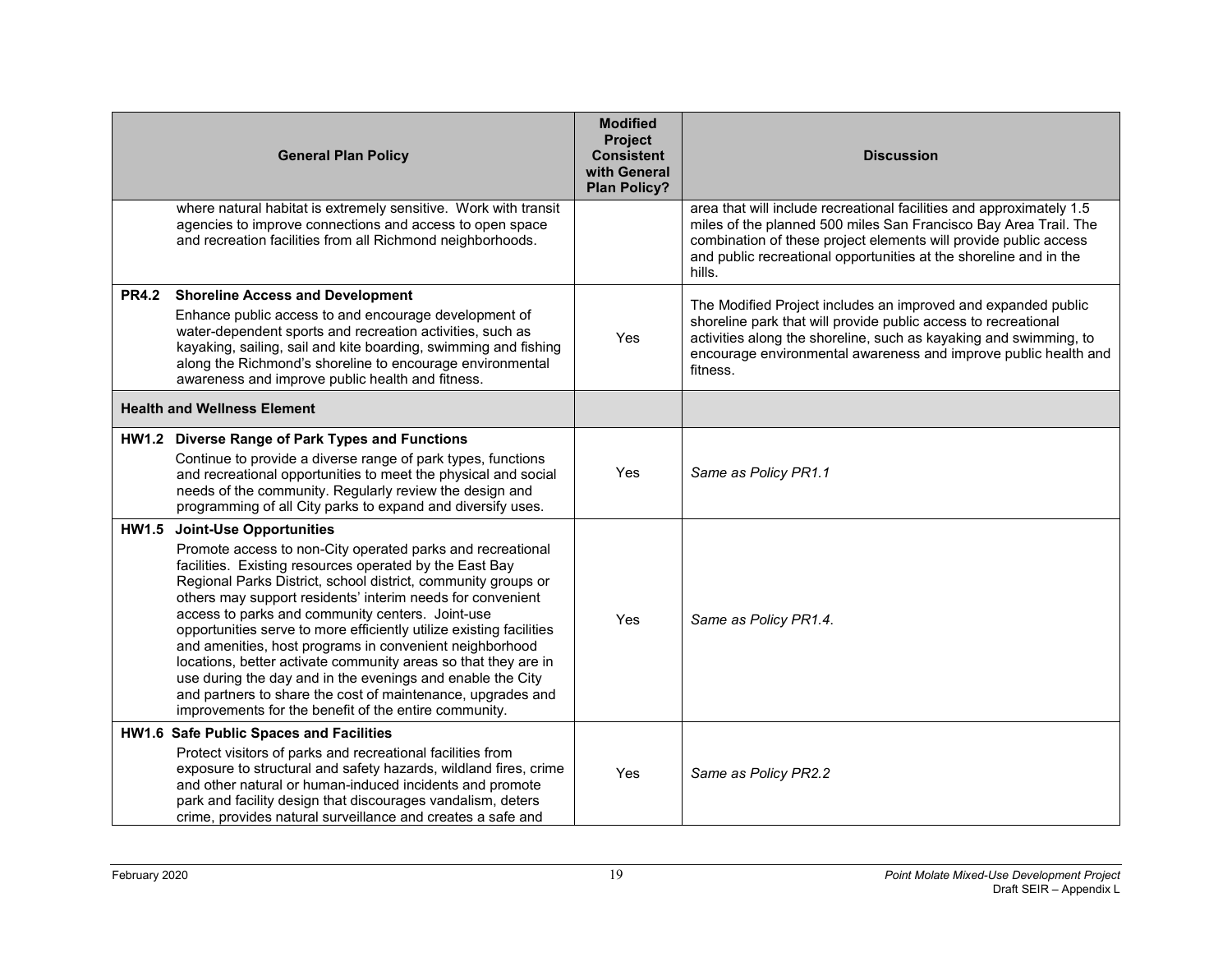| General Plan Policy | Modified Project Consistent with General Plan Policy? | Discussion |
|---|---|---|
| where natural habitat is extremely sensitive. Work with transit agencies to improve connections and access to open space and recreation facilities from all Richmond neighborhoods. | | area that will include recreational facilities and approximately 1.5 miles of the planned 500 miles San Francisco Bay Area Trail. The combination of these project elements will provide public access and public recreational opportunities at the shoreline and in the hills. |
| **PR4.2 Shoreline Access and Development** Enhance public access to and encourage development of water-dependent sports and recreation activities, such as kayaking, sailing, sail and kite boarding, swimming and fishing along the Richmond's shoreline to encourage environmental awareness and improve public health and fitness. | Yes | The Modified Project includes an improved and expanded public shoreline park that will provide public access to recreational activities along the shoreline, such as kayaking and swimming, to encourage environmental awareness and improve public health and fitness. |
| **Health and Wellness Element** | | |
| **HW1.2 Diverse Range of Park Types and Functions** Continue to provide a diverse range of park types, functions and recreational opportunities to meet the physical and social needs of the community. Regularly review the design and programming of all City parks to expand and diversify uses. | Yes | *Same as Policy PR1.1* |
| **HW1.5 Joint-Use Opportunities** Promote access to non-City operated parks and recreational facilities. Existing resources operated by the East Bay Regional Parks District, school district, community groups or others may support residents' interim needs for convenient access to parks and community centers. Joint-use opportunities serve to more efficiently utilize existing facilities and amenities, host programs in convenient neighborhood locations, better activate community areas so that they are in use during the day and in the evenings and enable the City and partners to share the cost of maintenance, upgrades and improvements for the benefit of the entire community. | Yes | *Same as Policy PR1.4.* |
| **HW1.6 Safe Public Spaces and Facilities** Protect visitors of parks and recreational facilities from exposure to structural and safety hazards, wildland fires, crime and other natural or human-induced incidents and promote park and facility design that discourages vandalism, deters crime, provides natural surveillance and creates a safe and | Yes | *Same as Policy PR2.2* |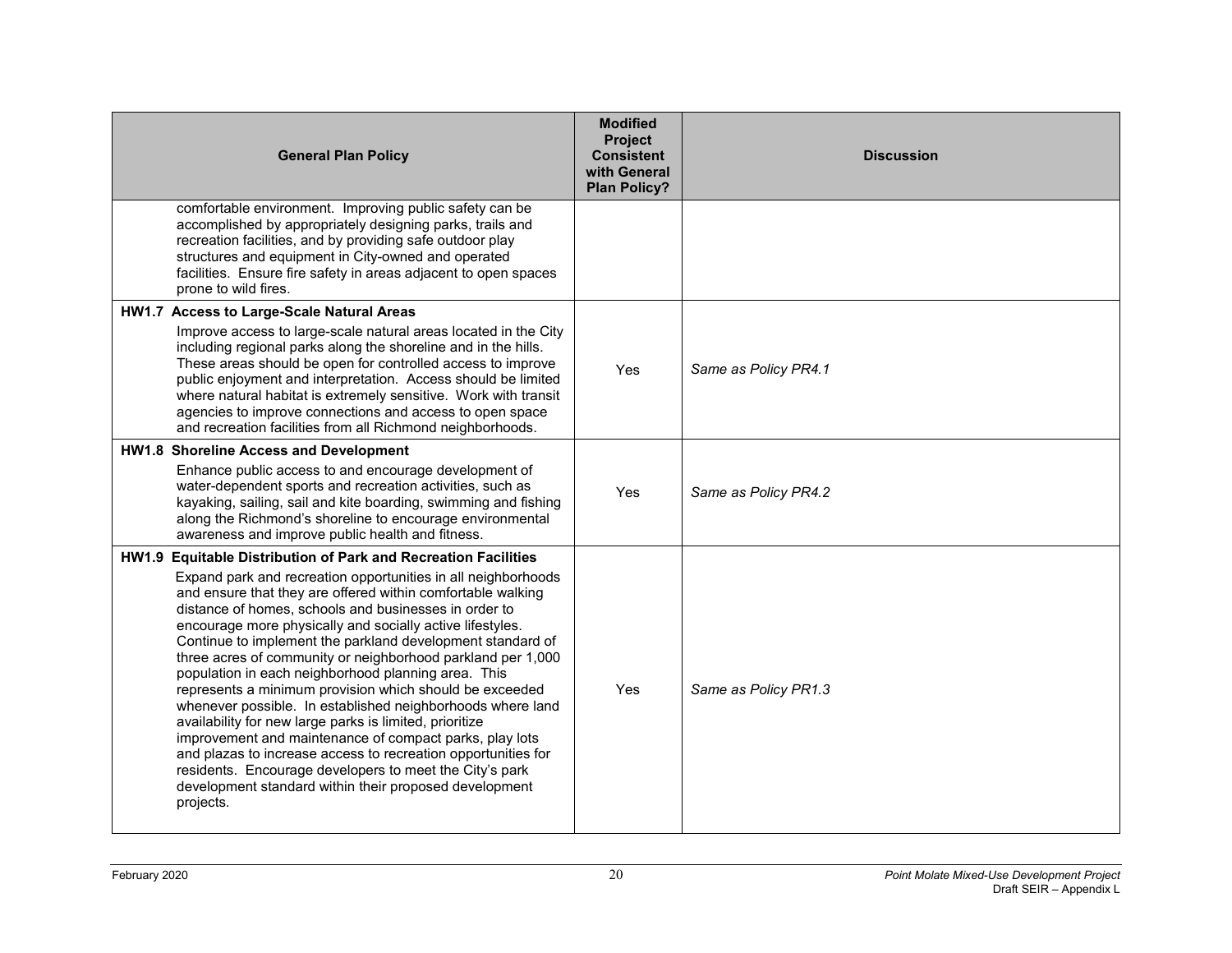| General Plan Policy | Modified Project Consistent with General Plan Policy? | Discussion |
|---|---|---|
| comfortable environment. Improving public safety can be accomplished by appropriately designing parks, trails and recreation facilities, and by providing safe outdoor play structures and equipment in City-owned and operated facilities. Ensure fire safety in areas adjacent to open spaces prone to wild fires. | | |
| **HW1.7 Access to Large-Scale Natural Areas** Improve access to large-scale natural areas located in the City including regional parks along the shoreline and in the hills. These areas should be open for controlled access to improve public enjoyment and interpretation. Access should be limited where natural habitat is extremely sensitive. Work with transit agencies to improve connections and access to open space and recreation facilities from all Richmond neighborhoods. | Yes | *Same as Policy PR4.1* |
| **HW1.8 Shoreline Access and Development** Enhance public access to and encourage development of water-dependent sports and recreation activities, such as kayaking, sailing, sail and kite boarding, swimming and fishing along the Richmond's shoreline to encourage environmental awareness and improve public health and fitness. | Yes | *Same as Policy PR4.2* |
| **HW1.9 Equitable Distribution of Park and Recreation Facilities** Expand park and recreation opportunities in all neighborhoods and ensure that they are offered within comfortable walking distance of homes, schools and businesses in order to encourage more physically and socially active lifestyles. Continue to implement the parkland development standard of three acres of community or neighborhood parkland per 1,000 population in each neighborhood planning area. This represents a minimum provision which should be exceeded whenever possible. In established neighborhoods where land availability for new large parks is limited, prioritize improvement and maintenance of compact parks, play lots and plazas to increase access to recreation opportunities for residents. Encourage developers to meet the City's park development standard within their proposed development projects. | Yes | *Same as Policy PR1.3* |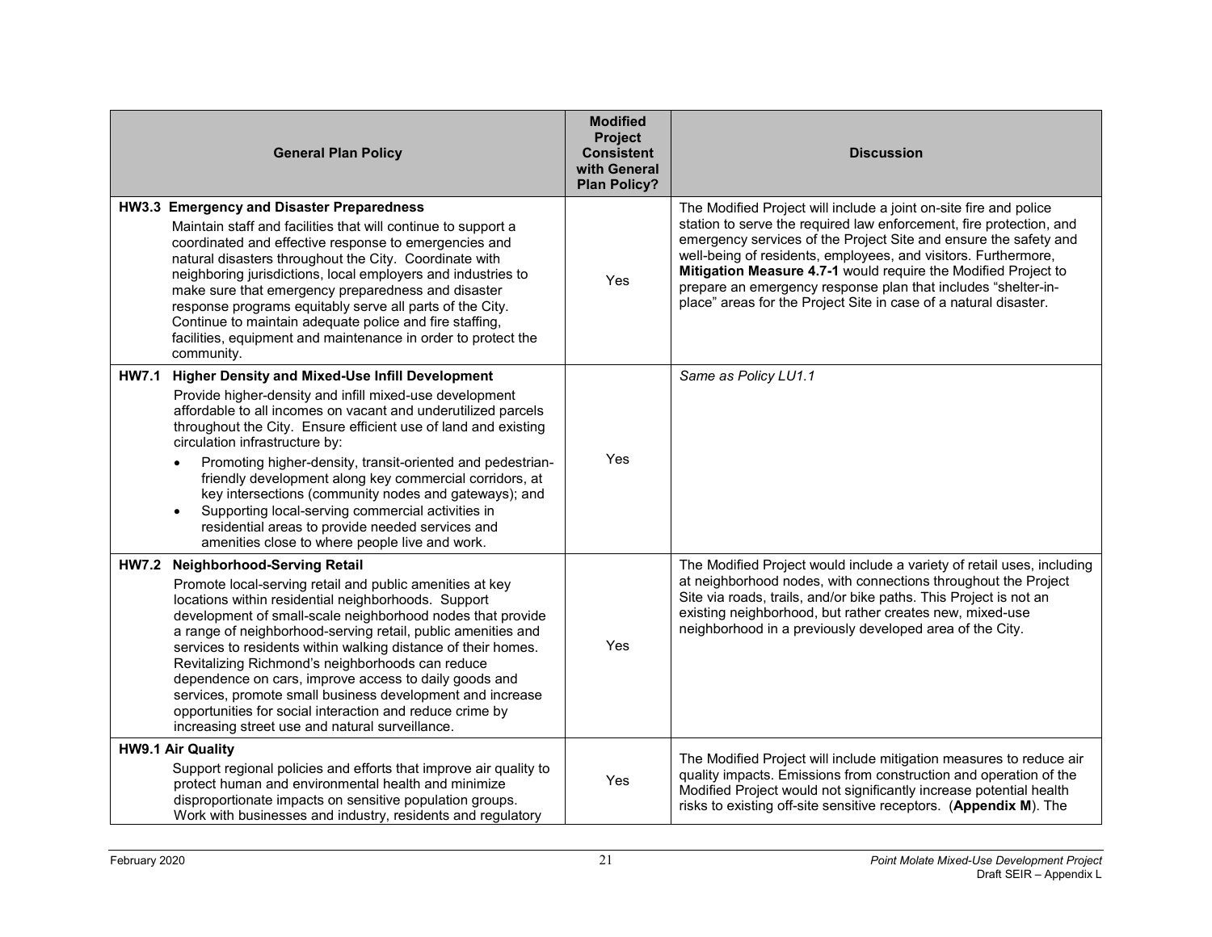| General Plan Policy | Modified Project Consistent with General Plan Policy? | Discussion |
|---|---|---|
| **HW3.3 Emergency and Disaster Preparedness**<br>Maintain staff and facilities that will continue to support a coordinated and effective response to emergencies and natural disasters throughout the City. Coordinate with neighboring jurisdictions, local employers and industries to make sure that emergency preparedness and disaster response programs equitably serve all parts of the City. Continue to maintain adequate police and fire staffing, facilities, equipment and maintenance in order to protect the community. | Yes | The Modified Project will include a joint on-site fire and police station to serve the required law enforcement, fire protection, and emergency services of the Project Site and ensure the safety and well-being of residents, employees, and visitors. Furthermore, **Mitigation Measure 4.7-1** would require the Modified Project to prepare an emergency response plan that includes "shelter-in-place" areas for the Project Site in case of a natural disaster. |
| **HW7.1 Higher Density and Mixed-Use Infill Development**<br>Provide higher-density and infill mixed-use development affordable to all incomes on vacant and underutilized parcels throughout the City. Ensure efficient use of land and existing circulation infrastructure by:<br>• Promoting higher-density, transit-oriented and pedestrian-friendly development along key commercial corridors, at key intersections (community nodes and gateways); and<br>• Supporting local-serving commercial activities in residential areas to provide needed services and amenities close to where people live and work. | Yes | *Same as Policy LU1.1* |
| **HW7.2 Neighborhood-Serving Retail**<br>Promote local-serving retail and public amenities at key locations within residential neighborhoods. Support development of small-scale neighborhood nodes that provide a range of neighborhood-serving retail, public amenities and services to residents within walking distance of their homes. Revitalizing Richmond's neighborhoods can reduce dependence on cars, improve access to daily goods and services, promote small business development and increase opportunities for social interaction and reduce crime by increasing street use and natural surveillance. | Yes | The Modified Project would include a variety of retail uses, including at neighborhood nodes, with connections throughout the Project Site via roads, trails, and/or bike paths. This Project is not an existing neighborhood, but rather creates new, mixed-use neighborhood in a previously developed area of the City. |
| **HW9.1 Air Quality**<br>Support regional policies and efforts that improve air quality to protect human and environmental health and minimize disproportionate impacts on sensitive population groups. Work with businesses and industry, residents and regulatory | Yes | The Modified Project will include mitigation measures to reduce air quality impacts. Emissions from construction and operation of the Modified Project would not significantly increase potential health risks to existing off-site sensitive receptors. (**Appendix M**). The |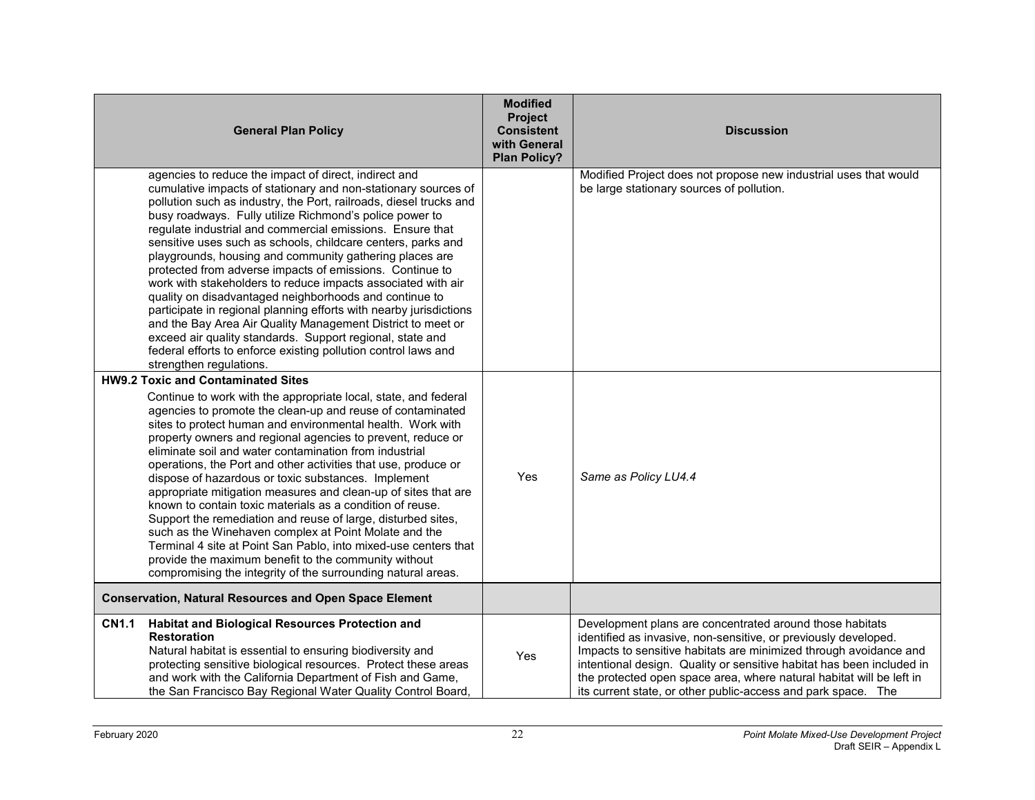| General Plan Policy | Modified Project Consistent with General Plan Policy? | Discussion |
|---|---|---|
| agencies to reduce the impact of direct, indirect and cumulative impacts of stationary and non-stationary sources of pollution such as industry, the Port, railroads, diesel trucks and busy roadways. Fully utilize Richmond's police power to regulate industrial and commercial emissions. Ensure that sensitive uses such as schools, childcare centers, parks and playgrounds, housing and community gathering places are protected from adverse impacts of emissions. Continue to work with stakeholders to reduce impacts associated with air quality on disadvantaged neighborhoods and continue to participate in regional planning efforts with nearby jurisdictions and the Bay Area Air Quality Management District to meet or exceed air quality standards. Support regional, state and federal efforts to enforce existing pollution control laws and strengthen regulations. | | Modified Project does not propose new industrial uses that would be large stationary sources of pollution. |
| **HW9.2 Toxic and Contaminated Sites**<br>Continue to work with the appropriate local, state, and federal agencies to promote the clean-up and reuse of contaminated sites to protect human and environmental health. Work with property owners and regional agencies to prevent, reduce or eliminate soil and water contamination from industrial operations, the Port and other activities that use, produce or dispose of hazardous or toxic substances. Implement appropriate mitigation measures and clean-up of sites that are known to contain toxic materials as a condition of reuse. Support the remediation and reuse of large, disturbed sites, such as the Winehaven complex at Point Molate and the Terminal 4 site at Point San Pablo, into mixed-use centers that provide the maximum benefit to the community without compromising the integrity of the surrounding natural areas. | Yes | *Same as Policy LU4.4* |
| **Conservation, Natural Resources and Open Space Element** | | |
| **CN1.1 Habitat and Biological Resources Protection and Restoration**<br>Natural habitat is essential to ensuring biodiversity and protecting sensitive biological resources. Protect these areas and work with the California Department of Fish and Game, the San Francisco Bay Regional Water Quality Control Board, | Yes | Development plans are concentrated around those habitats identified as invasive, non-sensitive, or previously developed. Impacts to sensitive habitats are minimized through avoidance and intentional design. Quality or sensitive habitat has been included in the protected open space area, where natural habitat will be left in its current state, or other public-access and park space. The |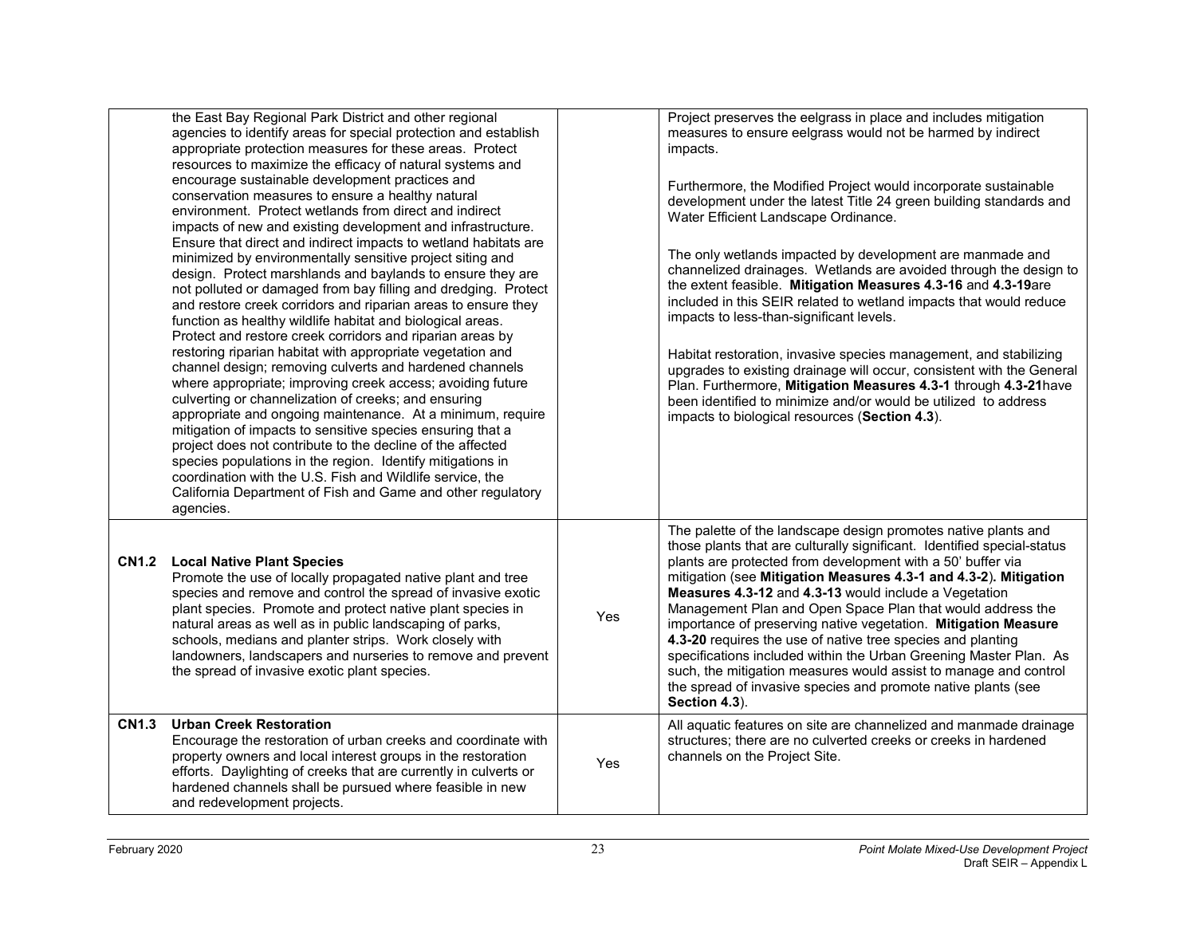| | | |
|---|---|---|
| the East Bay Regional Park District and other regional agencies to identify areas for special protection and establish appropriate protection measures for these areas. Protect resources to maximize the efficacy of natural systems and encourage sustainable development practices and conservation measures to ensure a healthy natural environment. Protect wetlands from direct and indirect impacts of new and existing development and infrastructure. Ensure that direct and indirect impacts to wetland habitats are minimized by environmentally sensitive project siting and design. Protect marshlands and baylands to ensure they are not polluted or damaged from bay filling and dredging. Protect and restore creek corridors and riparian areas to ensure they function as healthy wildlife habitat and biological areas. Protect and restore creek corridors and riparian areas by restoring riparian habitat with appropriate vegetation and channel design; removing culverts and hardened channels where appropriate; improving creek access; avoiding future culverting or channelization of creeks; and ensuring appropriate and ongoing maintenance. At a minimum, require mitigation of impacts to sensitive species ensuring that a project does not contribute to the decline of the affected species populations in the region. Identify mitigations in coordination with the U.S. Fish and Wildlife service, the California Department of Fish and Game and other regulatory agencies. | | Project preserves the eelgrass in place and includes mitigation measures to ensure eelgrass would not be harmed by indirect impacts.<br><br>Furthermore, the Modified Project would incorporate sustainable development under the latest Title 24 green building standards and Water Efficient Landscape Ordinance.<br><br>The only wetlands impacted by development are manmade and channelized drainages. Wetlands are avoided through the design to the extent feasible. **Mitigation Measures 4.3-16** and **4.3-19**are included in this SEIR related to wetland impacts that would reduce impacts to less-than-significant levels.<br><br>Habitat restoration, invasive species management, and stabilizing upgrades to existing drainage will occur, consistent with the General Plan. Furthermore, **Mitigation Measures 4.3-1** through **4.3-21**have been identified to minimize and/or would be utilized to address impacts to biological resources (**Section 4.3**). |
| **CN1.2 Local Native Plant Species**<br>Promote the use of locally propagated native plant and tree species and remove and control the spread of invasive exotic plant species. Promote and protect native plant species in natural areas as well as in public landscaping of parks, schools, medians and planter strips. Work closely with landowners, landscapers and nurseries to remove and prevent the spread of invasive exotic plant species. | Yes | The palette of the landscape design promotes native plants and those plants that are culturally significant. Identified special-status plants are protected from development with a 50' buffer via mitigation (see **Mitigation Measures 4.3-1 and 4.3-2**). **Mitigation Measures 4.3-12** and **4.3-13** would include a Vegetation Management Plan and Open Space Plan that would address the importance of preserving native vegetation. **Mitigation Measure 4.3-20** requires the use of native tree species and planting specifications included within the Urban Greening Master Plan. As such, the mitigation measures would assist to manage and control the spread of invasive species and promote native plants (see **Section 4.3**). |
| **CN1.3 Urban Creek Restoration**<br>Encourage the restoration of urban creeks and coordinate with property owners and local interest groups in the restoration efforts. Daylighting of creeks that are currently in culverts or hardened channels shall be pursued where feasible in new and redevelopment projects. | Yes | All aquatic features on site are channelized and manmade drainage structures; there are no culverted creeks or creeks in hardened channels on the Project Site. |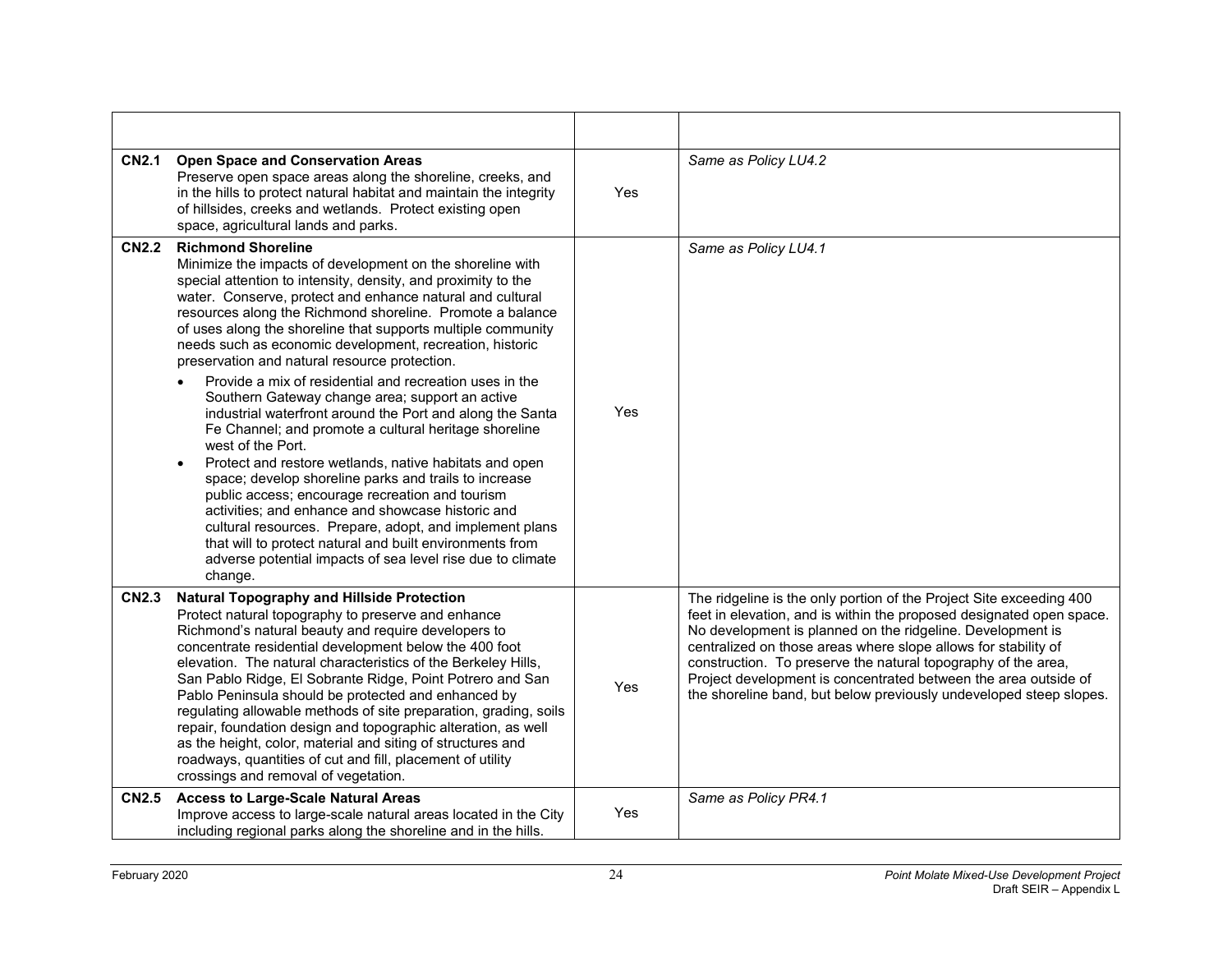| | | |
|---|---|---|
| **CN2.1 Open Space and Conservation Areas**<br>Preserve open space areas along the shoreline, creeks, and in the hills to protect natural habitat and maintain the integrity of hillsides, creeks and wetlands. Protect existing open space, agricultural lands and parks. | Yes | *Same as Policy LU4.2* |
| **CN2.2 Richmond Shoreline**<br>Minimize the impacts of development on the shoreline with special attention to intensity, density, and proximity to the water. Conserve, protect and enhance natural and cultural resources along the Richmond shoreline. Promote a balance of uses along the shoreline that supports multiple community needs such as economic development, recreation, historic preservation and natural resource protection.<br>• Provide a mix of residential and recreation uses in the Southern Gateway change area; support an active industrial waterfront around the Port and along the Santa Fe Channel; and promote a cultural heritage shoreline west of the Port.<br>• Protect and restore wetlands, native habitats and open space; develop shoreline parks and trails to increase public access; encourage recreation and tourism activities; and enhance and showcase historic and cultural resources. Prepare, adopt, and implement plans that will to protect natural and built environments from adverse potential impacts of sea level rise due to climate change. | Yes | *Same as Policy LU4.1* |
| **CN2.3 Natural Topography and Hillside Protection**<br>Protect natural topography to preserve and enhance Richmond's natural beauty and require developers to concentrate residential development below the 400 foot elevation. The natural characteristics of the Berkeley Hills, San Pablo Ridge, El Sobrante Ridge, Point Potrero and San Pablo Peninsula should be protected and enhanced by regulating allowable methods of site preparation, grading, soils repair, foundation design and topographic alteration, as well as the height, color, material and siting of structures and roadways, quantities of cut and fill, placement of utility crossings and removal of vegetation. | Yes | The ridgeline is the only portion of the Project Site exceeding 400 feet in elevation, and is within the proposed designated open space. No development is planned on the ridgeline. Development is centralized on those areas where slope allows for stability of construction. To preserve the natural topography of the area, Project development is concentrated between the area outside of the shoreline band, but below previously undeveloped steep slopes. |
| **CN2.5 Access to Large-Scale Natural Areas**<br>Improve access to large-scale natural areas located in the City including regional parks along the shoreline and in the hills. | Yes | *Same as Policy PR4.1* |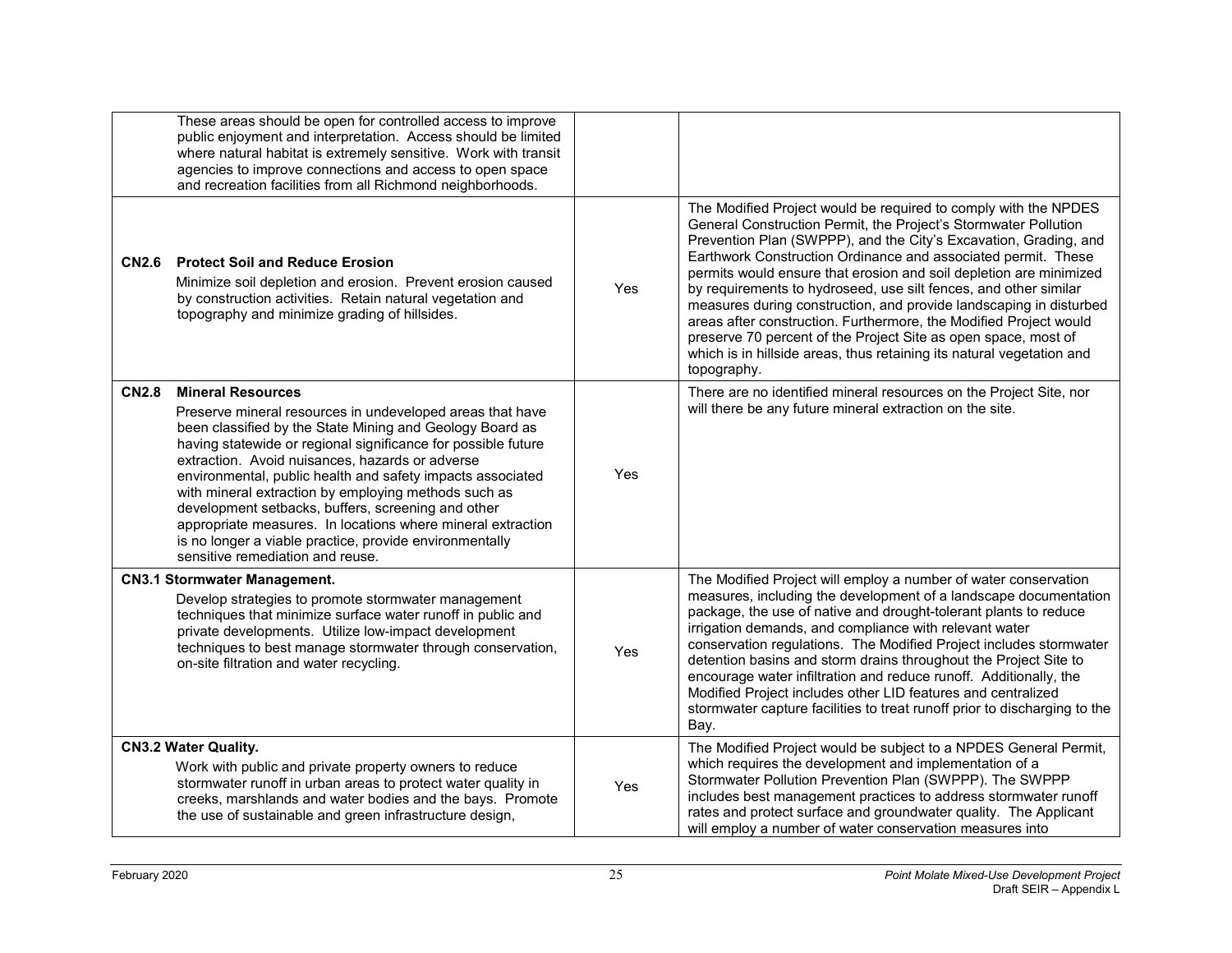| | | |
|---|---|---|
| These areas should be open for controlled access to improve public enjoyment and interpretation. Access should be limited where natural habitat is extremely sensitive. Work with transit agencies to improve connections and access to open space and recreation facilities from all Richmond neighborhoods. | | |
| **CN2.6 Protect Soil and Reduce Erosion**<br>Minimize soil depletion and erosion. Prevent erosion caused by construction activities. Retain natural vegetation and topography and minimize grading of hillsides. | Yes | The Modified Project would be required to comply with the NPDES General Construction Permit, the Project's Stormwater Pollution Prevention Plan (SWPPP), and the City's Excavation, Grading, and Earthwork Construction Ordinance and associated permit. These permits would ensure that erosion and soil depletion are minimized by requirements to hydroseed, use silt fences, and other similar measures during construction, and provide landscaping in disturbed areas after construction. Furthermore, the Modified Project would preserve 70 percent of the Project Site as open space, most of which is in hillside areas, thus retaining its natural vegetation and topography. |
| **CN2.8 Mineral Resources**<br>Preserve mineral resources in undeveloped areas that have been classified by the State Mining and Geology Board as having statewide or regional significance for possible future extraction. Avoid nuisances, hazards or adverse environmental, public health and safety impacts associated with mineral extraction by employing methods such as development setbacks, buffers, screening and other appropriate measures. In locations where mineral extraction is no longer a viable practice, provide environmentally sensitive remediation and reuse. | Yes | There are no identified mineral resources on the Project Site, nor will there be any future mineral extraction on the site. |
| **CN3.1 Stormwater Management.**<br>Develop strategies to promote stormwater management techniques that minimize surface water runoff in public and private developments. Utilize low-impact development techniques to best manage stormwater through conservation, on-site filtration and water recycling. | Yes | The Modified Project will employ a number of water conservation measures, including the development of a landscape documentation package, the use of native and drought-tolerant plants to reduce irrigation demands, and compliance with relevant water conservation regulations. The Modified Project includes stormwater detention basins and storm drains throughout the Project Site to encourage water infiltration and reduce runoff. Additionally, the Modified Project includes other LID features and centralized stormwater capture facilities to treat runoff prior to discharging to the Bay. |
| **CN3.2 Water Quality.**<br>Work with public and private property owners to reduce stormwater runoff in urban areas to protect water quality in creeks, marshlands and water bodies and the bays. Promote the use of sustainable and green infrastructure design, | Yes | The Modified Project would be subject to a NPDES General Permit, which requires the development and implementation of a Stormwater Pollution Prevention Plan (SWPPP). The SWPPP includes best management practices to address stormwater runoff rates and protect surface and groundwater quality. The Applicant will employ a number of water conservation measures into |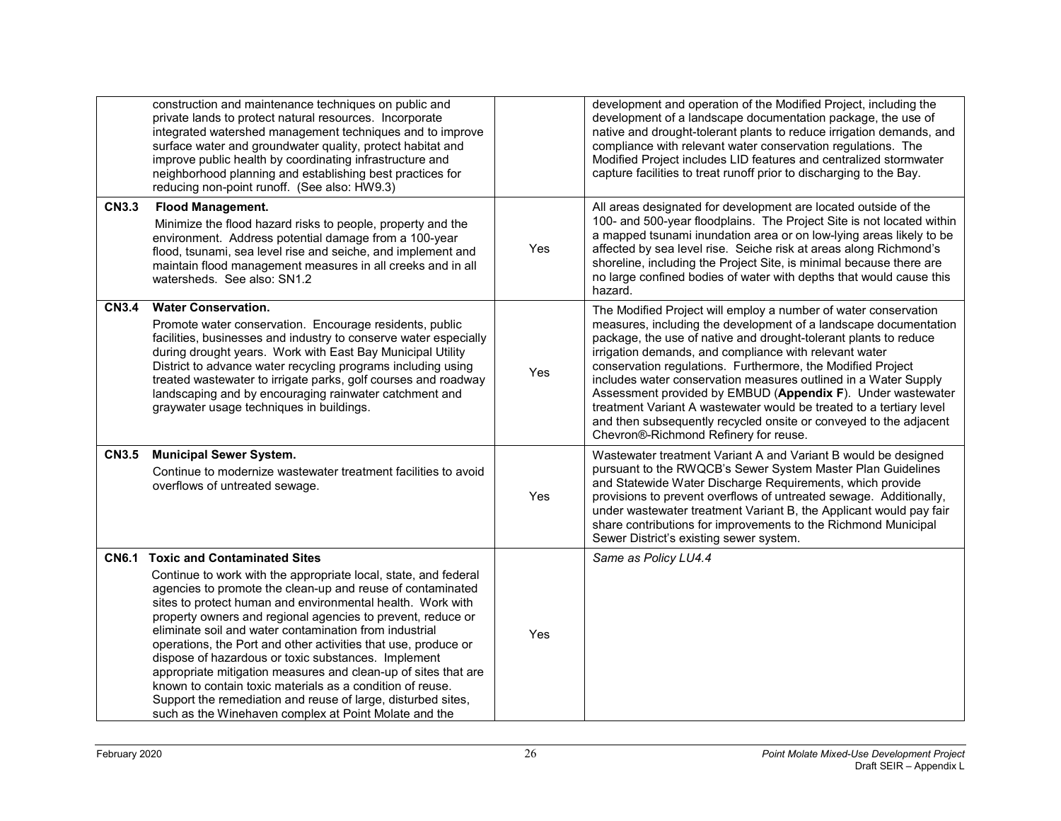| | | |
|---|---|---|
| construction and maintenance techniques on public and private lands to protect natural resources. Incorporate integrated watershed management techniques and to improve surface water and groundwater quality, protect habitat and improve public health by coordinating infrastructure and neighborhood planning and establishing best practices for reducing non-point runoff. (See also: HW9.3) | | development and operation of the Modified Project, including the development of a landscape documentation package, the use of native and drought-tolerant plants to reduce irrigation demands, and compliance with relevant water conservation regulations. The Modified Project includes LID features and centralized stormwater capture facilities to treat runoff prior to discharging to the Bay. |
| **CN3.3 Flood Management.** Minimize the flood hazard risks to people, property and the environment. Address potential damage from a 100-year flood, tsunami, sea level rise and seiche, and implement and maintain flood management measures in all creeks and in all watersheds. See also: SN1.2 | Yes | All areas designated for development are located outside of the 100- and 500-year floodplains. The Project Site is not located within a mapped tsunami inundation area or on low-lying areas likely to be affected by sea level rise. Seiche risk at areas along Richmond's shoreline, including the Project Site, is minimal because there are no large confined bodies of water with depths that would cause this hazard. |
| **CN3.4 Water Conservation.** Promote water conservation. Encourage residents, public facilities, businesses and industry to conserve water especially during drought years. Work with East Bay Municipal Utility District to advance water recycling programs including using treated wastewater to irrigate parks, golf courses and roadway landscaping and by encouraging rainwater catchment and graywater usage techniques in buildings. | Yes | The Modified Project will employ a number of water conservation measures, including the development of a landscape documentation package, the use of native and drought-tolerant plants to reduce irrigation demands, and compliance with relevant water conservation regulations. Furthermore, the Modified Project includes water conservation measures outlined in a Water Supply Assessment provided by EMBUD (**Appendix F**). Under wastewater treatment Variant A wastewater would be treated to a tertiary level and then subsequently recycled onsite or conveyed to the adjacent Chevron®-Richmond Refinery for reuse. |
| **CN3.5 Municipal Sewer System.** Continue to modernize wastewater treatment facilities to avoid overflows of untreated sewage. | Yes | Wastewater treatment Variant A and Variant B would be designed pursuant to the RWQCB's Sewer System Master Plan Guidelines and Statewide Water Discharge Requirements, which provide provisions to prevent overflows of untreated sewage. Additionally, under wastewater treatment Variant B, the Applicant would pay fair share contributions for improvements to the Richmond Municipal Sewer District's existing sewer system. |
| **CN6.1 Toxic and Contaminated Sites** Continue to work with the appropriate local, state, and federal agencies to promote the clean-up and reuse of contaminated sites to protect human and environmental health. Work with property owners and regional agencies to prevent, reduce or eliminate soil and water contamination from industrial operations, the Port and other activities that use, produce or dispose of hazardous or toxic substances. Implement appropriate mitigation measures and clean-up of sites that are known to contain toxic materials as a condition of reuse. Support the remediation and reuse of large, disturbed sites, such as the Winehaven complex at Point Molate and the | Yes | *Same as Policy LU4.4* |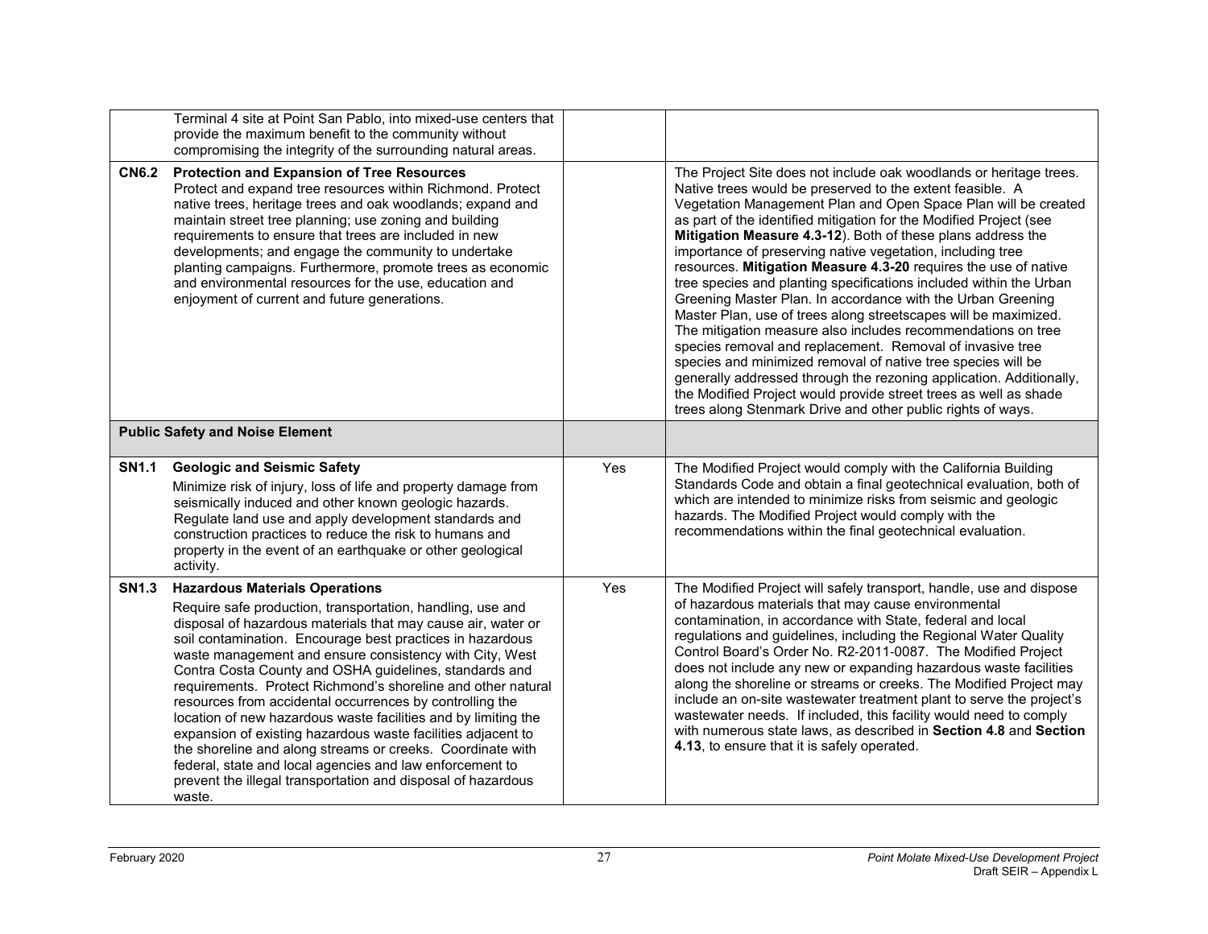| | | |
|---|---|---|
| Terminal 4 site at Point San Pablo, into mixed-use centers that provide the maximum benefit to the community without compromising the integrity of the surrounding natural areas. | | |
| **CN6.2 Protection and Expansion of Tree Resources** Protect and expand tree resources within Richmond. Protect native trees, heritage trees and oak woodlands; expand and maintain street tree planning; use zoning and building requirements to ensure that trees are included in new developments; and engage the community to undertake planting campaigns. Furthermore, promote trees as economic and environmental resources for the use, education and enjoyment of current and future generations. | | The Project Site does not include oak woodlands or heritage trees. Native trees would be preserved to the extent feasible. A Vegetation Management Plan and Open Space Plan will be created as part of the identified mitigation for the Modified Project (see **Mitigation Measure 4.3-12**). Both of these plans address the importance of preserving native vegetation, including tree resources. **Mitigation Measure 4.3-20** requires the use of native tree species and planting specifications included within the Urban Greening Master Plan. In accordance with the Urban Greening Master Plan, use of trees along streetscapes will be maximized. The mitigation measure also includes recommendations on tree species removal and replacement. Removal of invasive tree species and minimized removal of native tree species will be generally addressed through the rezoning application. Additionally, the Modified Project would provide street trees as well as shade trees along Stenmark Drive and other public rights of ways. |
| **Public Safety and Noise Element** | | |
| **SN1.1 Geologic and Seismic Safety** Minimize risk of injury, loss of life and property damage from seismically induced and other known geologic hazards. Regulate land use and apply development standards and construction practices to reduce the risk to humans and property in the event of an earthquake or other geological activity. | Yes | The Modified Project would comply with the California Building Standards Code and obtain a final geotechnical evaluation, both of which are intended to minimize risks from seismic and geologic hazards. The Modified Project would comply with the recommendations within the final geotechnical evaluation. |
| **SN1.3 Hazardous Materials Operations** Require safe production, transportation, handling, use and disposal of hazardous materials that may cause air, water or soil contamination. Encourage best practices in hazardous waste management and ensure consistency with City, West Contra Costa County and OSHA guidelines, standards and requirements. Protect Richmond's shoreline and other natural resources from accidental occurrences by controlling the location of new hazardous waste facilities and by limiting the expansion of existing hazardous waste facilities adjacent to the shoreline and along streams or creeks. Coordinate with federal, state and local agencies and law enforcement to prevent the illegal transportation and disposal of hazardous waste. | Yes | The Modified Project will safely transport, handle, use and dispose of hazardous materials that may cause environmental contamination, in accordance with State, federal and local regulations and guidelines, including the Regional Water Quality Control Board's Order No. R2-2011-0087. The Modified Project does not include any new or expanding hazardous waste facilities along the shoreline or streams or creeks. The Modified Project may include an on-site wastewater treatment plant to serve the project's wastewater needs. If included, this facility would need to comply with numerous state laws, as described in **Section 4.8** and **Section 4.13**, to ensure that it is safely operated. |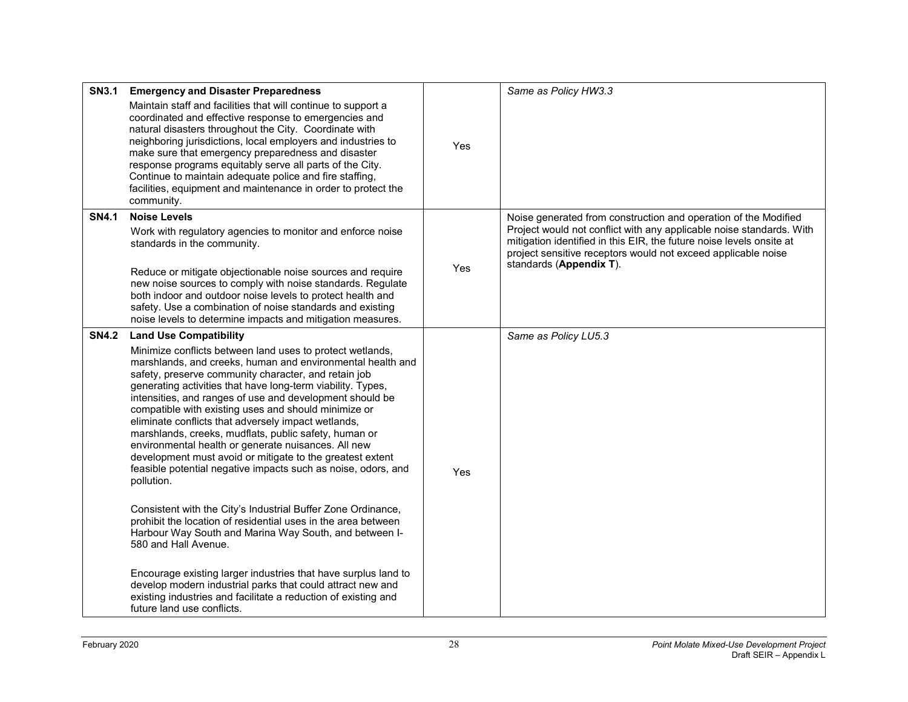| | | | |
|---|---|---|---|
| **SN3.1** | **Emergency and Disaster Preparedness**<br>Maintain staff and facilities that will continue to support a coordinated and effective response to emergencies and natural disasters throughout the City. Coordinate with neighboring jurisdictions, local employers and industries to make sure that emergency preparedness and disaster response programs equitably serve all parts of the City. Continue to maintain adequate police and fire staffing, facilities, equipment and maintenance in order to protect the community. | Yes | *Same as Policy HW3.3* |
| **SN4.1** | **Noise Levels**<br>Work with regulatory agencies to monitor and enforce noise standards in the community.<br><br>Reduce or mitigate objectionable noise sources and require new noise sources to comply with noise standards. Regulate both indoor and outdoor noise levels to protect health and safety. Use a combination of noise standards and existing noise levels to determine impacts and mitigation measures. | Yes | Noise generated from construction and operation of the Modified Project would not conflict with any applicable noise standards. With mitigation identified in this EIR, the future noise levels onsite at project sensitive receptors would not exceed applicable noise standards (**Appendix T**). |
| **SN4.2** | **Land Use Compatibility**<br>Minimize conflicts between land uses to protect wetlands, marshlands, and creeks, human and environmental health and safety, preserve community character, and retain job generating activities that have long-term viability. Types, intensities, and ranges of use and development should be compatible with existing uses and should minimize or eliminate conflicts that adversely impact wetlands, marshlands, creeks, mudflats, public safety, human or environmental health or generate nuisances. All new development must avoid or mitigate to the greatest extent feasible potential negative impacts such as noise, odors, and pollution.<br><br>Consistent with the City's Industrial Buffer Zone Ordinance, prohibit the location of residential uses in the area between Harbour Way South and Marina Way South, and between I-580 and Hall Avenue.<br><br>Encourage existing larger industries that have surplus land to develop modern industrial parks that could attract new and existing industries and facilitate a reduction of existing and future land use conflicts. | Yes | *Same as Policy LU5.3* |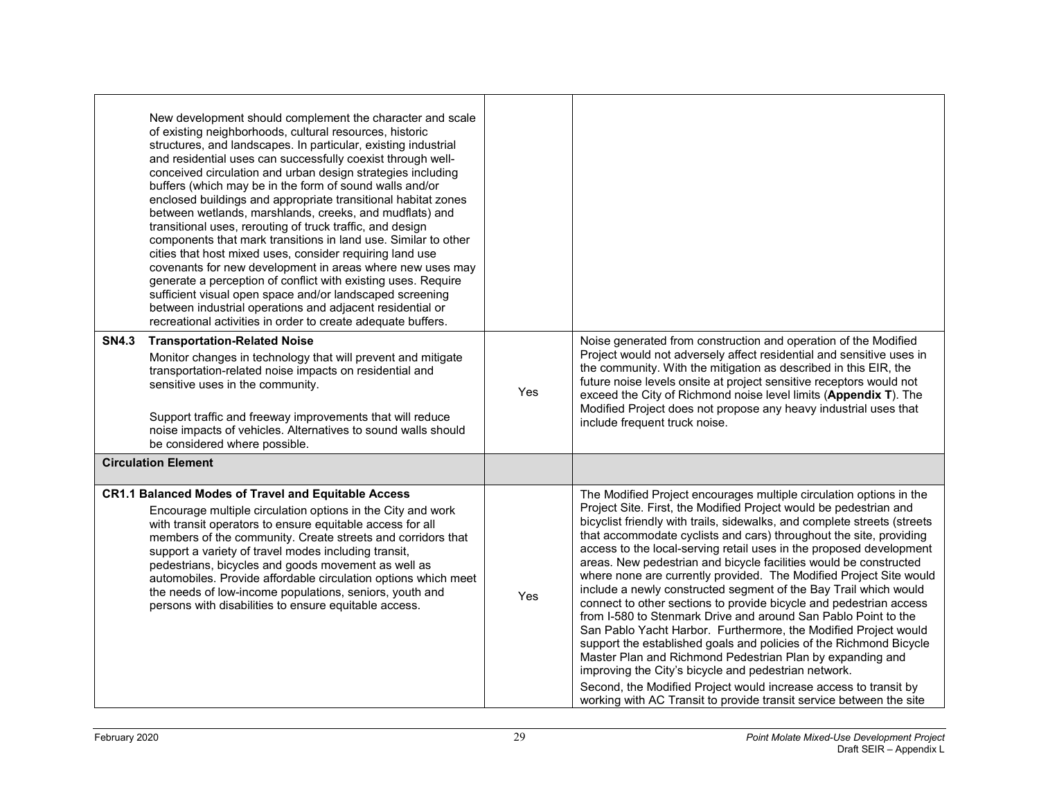| | | |
|---|---|---|
| New development should complement the character and scale of existing neighborhoods, cultural resources, historic structures, and landscapes. In particular, existing industrial and residential uses can successfully coexist through well-conceived circulation and urban design strategies including buffers (which may be in the form of sound walls and/or enclosed buildings and appropriate transitional habitat zones between wetlands, marshlands, creeks, and mudflats) and transitional uses, rerouting of truck traffic, and design components that mark transitions in land use. Similar to other cities that host mixed uses, consider requiring land use covenants for new development in areas where new uses may generate a perception of conflict with existing uses. Require sufficient visual open space and/or landscaped screening between industrial operations and adjacent residential or recreational activities in order to create adequate buffers. | | |
| **SN4.3 Transportation-Related Noise**<br>Monitor changes in technology that will prevent and mitigate transportation-related noise impacts on residential and sensitive uses in the community.<br><br>Support traffic and freeway improvements that will reduce noise impacts of vehicles. Alternatives to sound walls should be considered where possible. | Yes | Noise generated from construction and operation of the Modified Project would not adversely affect residential and sensitive uses in the community. With the mitigation as described in this EIR, the future noise levels onsite at project sensitive receptors would not exceed the City of Richmond noise level limits (**Appendix T**). The Modified Project does not propose any heavy industrial uses that include frequent truck noise. |
| **Circulation Element** | | |
| **CR1.1 Balanced Modes of Travel and Equitable Access**<br>Encourage multiple circulation options in the City and work with transit operators to ensure equitable access for all members of the community. Create streets and corridors that support a variety of travel modes including transit, pedestrians, bicycles and goods movement as well as automobiles. Provide affordable circulation options which meet the needs of low-income populations, seniors, youth and persons with disabilities to ensure equitable access. | Yes | The Modified Project encourages multiple circulation options in the Project Site. First, the Modified Project would be pedestrian and bicyclist friendly with trails, sidewalks, and complete streets (streets that accommodate cyclists and cars) throughout the site, providing access to the local-serving retail uses in the proposed development areas. New pedestrian and bicycle facilities would be constructed where none are currently provided. The Modified Project Site would include a newly constructed segment of the Bay Trail which would connect to other sections to provide bicycle and pedestrian access from I-580 to Stenmark Drive and around San Pablo Point to the San Pablo Yacht Harbor. Furthermore, the Modified Project would support the established goals and policies of the Richmond Bicycle Master Plan and Richmond Pedestrian Plan by expanding and improving the City's bicycle and pedestrian network.<br>Second, the Modified Project would increase access to transit by working with AC Transit to provide transit service between the site |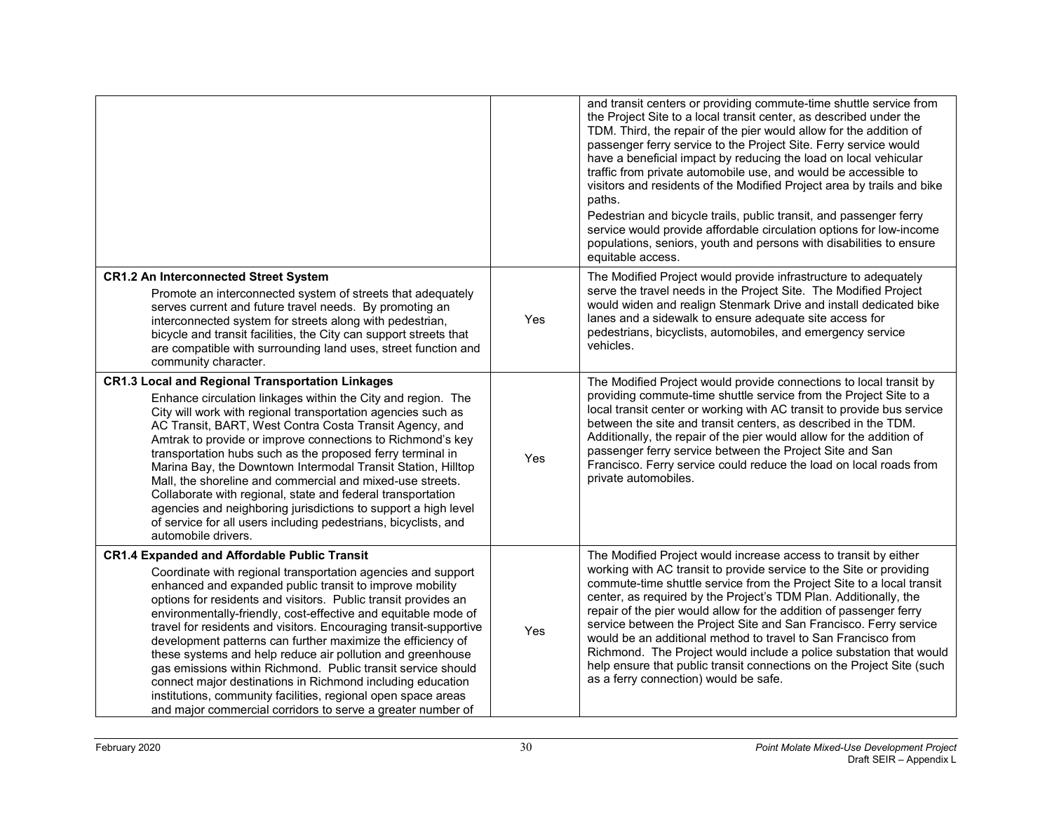| | | |
|---|---|---|
| | | and transit centers or providing commute-time shuttle service from the Project Site to a local transit center, as described under the TDM. Third, the repair of the pier would allow for the addition of passenger ferry service to the Project Site. Ferry service would have a beneficial impact by reducing the load on local vehicular traffic from private automobile use, and would be accessible to visitors and residents of the Modified Project area by trails and bike paths.<br>Pedestrian and bicycle trails, public transit, and passenger ferry service would provide affordable circulation options for low-income populations, seniors, youth and persons with disabilities to ensure equitable access. |
| **CR1.2 An Interconnected Street System**<br>Promote an interconnected system of streets that adequately serves current and future travel needs. By promoting an interconnected system for streets along with pedestrian, bicycle and transit facilities, the City can support streets that are compatible with surrounding land uses, street function and community character. | Yes | The Modified Project would provide infrastructure to adequately serve the travel needs in the Project Site. The Modified Project would widen and realign Stenmark Drive and install dedicated bike lanes and a sidewalk to ensure adequate site access for pedestrians, bicyclists, automobiles, and emergency service vehicles. |
| **CR1.3 Local and Regional Transportation Linkages**<br>Enhance circulation linkages within the City and region. The City will work with regional transportation agencies such as AC Transit, BART, West Contra Costa Transit Agency, and Amtrak to provide or improve connections to Richmond's key transportation hubs such as the proposed ferry terminal in Marina Bay, the Downtown Intermodal Transit Station, Hilltop Mall, the shoreline and commercial and mixed-use streets. Collaborate with regional, state and federal transportation agencies and neighboring jurisdictions to support a high level of service for all users including pedestrians, bicyclists, and automobile drivers. | Yes | The Modified Project would provide connections to local transit by providing commute-time shuttle service from the Project Site to a local transit center or working with AC transit to provide bus service between the site and transit centers, as described in the TDM. Additionally, the repair of the pier would allow for the addition of passenger ferry service between the Project Site and San Francisco. Ferry service could reduce the load on local roads from private automobiles. |
| **CR1.4 Expanded and Affordable Public Transit**<br>Coordinate with regional transportation agencies and support enhanced and expanded public transit to improve mobility options for residents and visitors. Public transit provides an environmentally-friendly, cost-effective and equitable mode of travel for residents and visitors. Encouraging transit-supportive development patterns can further maximize the efficiency of these systems and help reduce air pollution and greenhouse gas emissions within Richmond. Public transit service should connect major destinations in Richmond including education institutions, community facilities, regional open space areas and major commercial corridors to serve a greater number of | Yes | The Modified Project would increase access to transit by either working with AC transit to provide service to the Site or providing commute-time shuttle service from the Project Site to a local transit center, as required by the Project's TDM Plan. Additionally, the repair of the pier would allow for the addition of passenger ferry service between the Project Site and San Francisco. Ferry service would be an additional method to travel to San Francisco from Richmond. The Project would include a police substation that would help ensure that public transit connections on the Project Site (such as a ferry connection) would be safe. |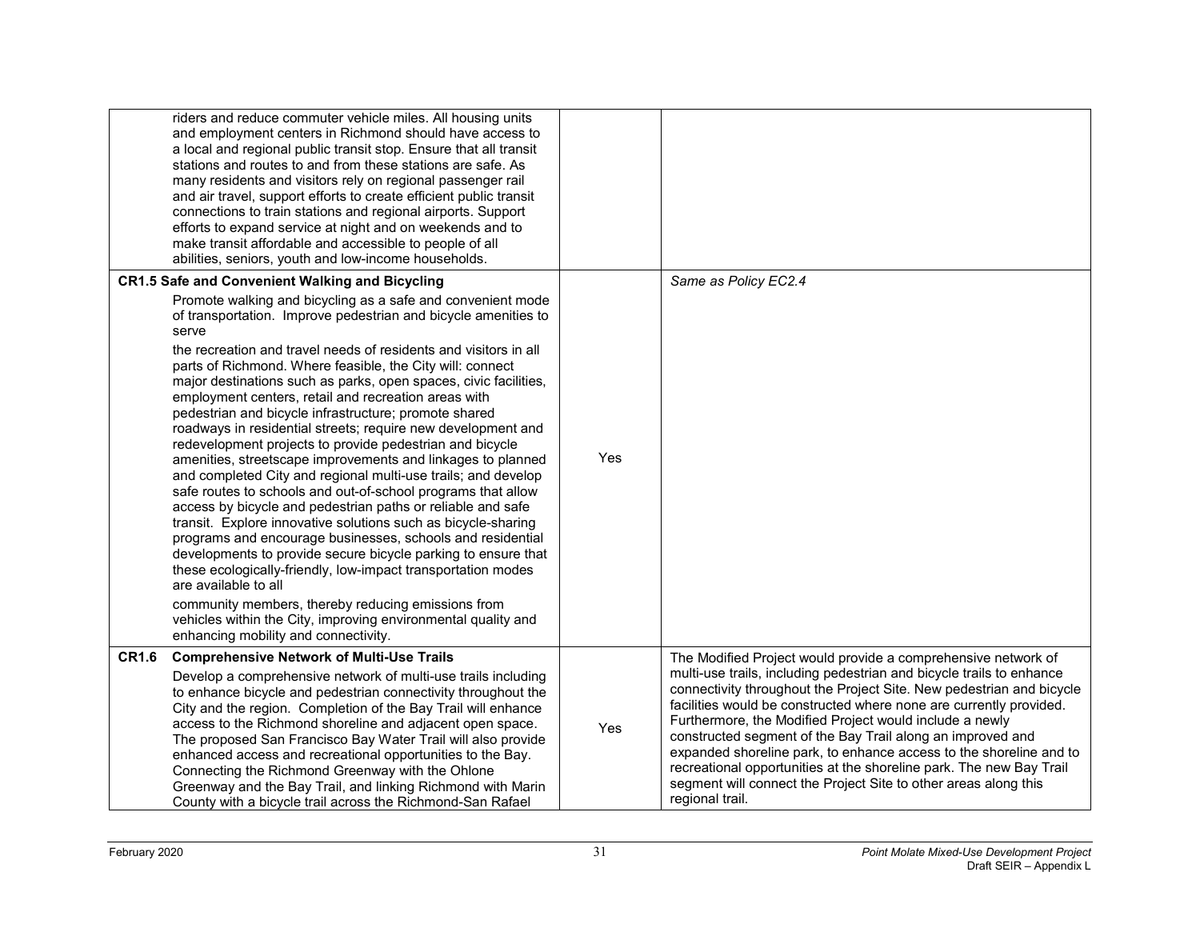| | | |
|---|---|---|
| riders and reduce commuter vehicle miles. All housing units and employment centers in Richmond should have access to a local and regional public transit stop. Ensure that all transit stations and routes to and from these stations are safe. As many residents and visitors rely on regional passenger rail and air travel, support efforts to create efficient public transit connections to train stations and regional airports. Support efforts to expand service at night and on weekends and to make transit affordable and accessible to people of all abilities, seniors, youth and low-income households. | | |
| **CR1.5 Safe and Convenient Walking and Bicycling**<br>Promote walking and bicycling as a safe and convenient mode of transportation. Improve pedestrian and bicycle amenities to serve<br>the recreation and travel needs of residents and visitors in all parts of Richmond. Where feasible, the City will: connect major destinations such as parks, open spaces, civic facilities, employment centers, retail and recreation areas with pedestrian and bicycle infrastructure; promote shared roadways in residential streets; require new development and redevelopment projects to provide pedestrian and bicycle amenities, streetscape improvements and linkages to planned and completed City and regional multi-use trails; and develop safe routes to schools and out-of-school programs that allow access by bicycle and pedestrian paths or reliable and safe transit. Explore innovative solutions such as bicycle-sharing programs and encourage businesses, schools and residential developments to provide secure bicycle parking to ensure that these ecologically-friendly, low-impact transportation modes are available to all<br>community members, thereby reducing emissions from vehicles within the City, improving environmental quality and enhancing mobility and connectivity. | Yes | *Same as Policy EC2.4* |
| **CR1.6 Comprehensive Network of Multi-Use Trails**<br>Develop a comprehensive network of multi-use trails including to enhance bicycle and pedestrian connectivity throughout the City and the region. Completion of the Bay Trail will enhance access to the Richmond shoreline and adjacent open space. The proposed San Francisco Bay Water Trail will also provide enhanced access and recreational opportunities to the Bay. Connecting the Richmond Greenway with the Ohlone Greenway and the Bay Trail, and linking Richmond with Marin County with a bicycle trail across the Richmond-San Rafael | Yes | The Modified Project would provide a comprehensive network of multi-use trails, including pedestrian and bicycle trails to enhance connectivity throughout the Project Site. New pedestrian and bicycle facilities would be constructed where none are currently provided. Furthermore, the Modified Project would include a newly constructed segment of the Bay Trail along an improved and expanded shoreline park, to enhance access to the shoreline and to recreational opportunities at the shoreline park. The new Bay Trail segment will connect the Project Site to other areas along this regional trail. |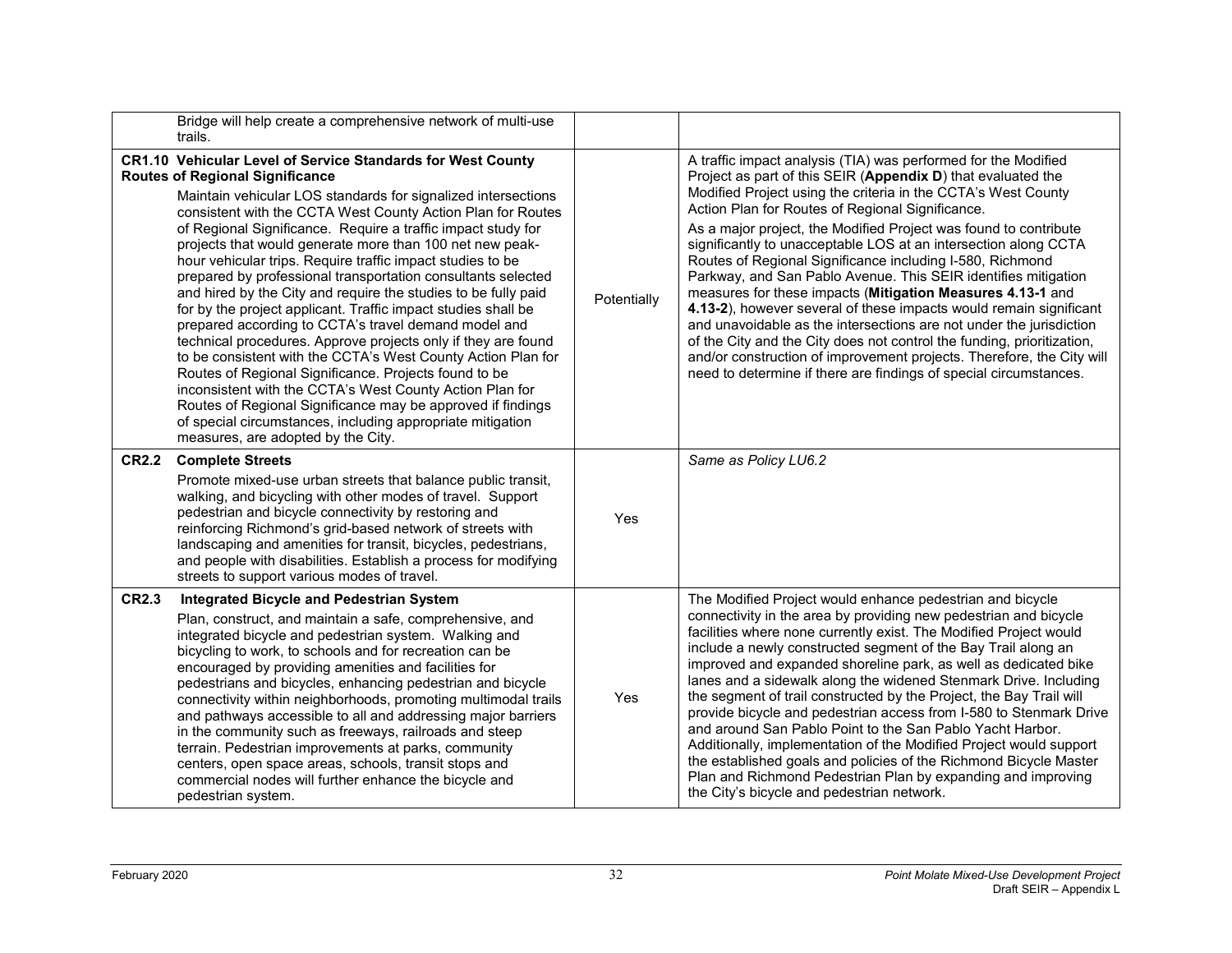| | | |
|---|---|---|
| Bridge will help create a comprehensive network of multi-use trails. | | |
| **CR1.10 Vehicular Level of Service Standards for West County Routes of Regional Significance**<br>Maintain vehicular LOS standards for signalized intersections consistent with the CCTA West County Action Plan for Routes of Regional Significance. Require a traffic impact study for projects that would generate more than 100 net new peak-hour vehicular trips. Require traffic impact studies to be prepared by professional transportation consultants selected and hired by the City and require the studies to be fully paid for by the project applicant. Traffic impact studies shall be prepared according to CCTA's travel demand model and technical procedures. Approve projects only if they are found to be consistent with the CCTA's West County Action Plan for Routes of Regional Significance. Projects found to be inconsistent with the CCTA's West County Action Plan for Routes of Regional Significance may be approved if findings of special circumstances, including appropriate mitigation measures, are adopted by the City. | Potentially | A traffic impact analysis (TIA) was performed for the Modified Project as part of this SEIR (**Appendix D**) that evaluated the Modified Project using the criteria in the CCTA's West County Action Plan for Routes of Regional Significance.<br>As a major project, the Modified Project was found to contribute significantly to unacceptable LOS at an intersection along CCTA Routes of Regional Significance including I-580, Richmond Parkway, and San Pablo Avenue. This SEIR identifies mitigation measures for these impacts (**Mitigation Measures 4.13-1** and **4.13-2**), however several of these impacts would remain significant and unavoidable as the intersections are not under the jurisdiction of the City and the City does not control the funding, prioritization, and/or construction of improvement projects. Therefore, the City will need to determine if there are findings of special circumstances. |
| **CR2.2 Complete Streets**<br>Promote mixed-use urban streets that balance public transit, walking, and bicycling with other modes of travel. Support pedestrian and bicycle connectivity by restoring and reinforcing Richmond's grid-based network of streets with landscaping and amenities for transit, bicycles, pedestrians, and people with disabilities. Establish a process for modifying streets to support various modes of travel. | Yes | *Same as Policy LU6.2* |
| **CR2.3 Integrated Bicycle and Pedestrian System**<br>Plan, construct, and maintain a safe, comprehensive, and integrated bicycle and pedestrian system. Walking and bicycling to work, to schools and for recreation can be encouraged by providing amenities and facilities for pedestrians and bicycles, enhancing pedestrian and bicycle connectivity within neighborhoods, promoting multimodal trails and pathways accessible to all and addressing major barriers in the community such as freeways, railroads and steep terrain. Pedestrian improvements at parks, community centers, open space areas, schools, transit stops and commercial nodes will further enhance the bicycle and pedestrian system. | Yes | The Modified Project would enhance pedestrian and bicycle connectivity in the area by providing new pedestrian and bicycle facilities where none currently exist. The Modified Project would include a newly constructed segment of the Bay Trail along an improved and expanded shoreline park, as well as dedicated bike lanes and a sidewalk along the widened Stenmark Drive. Including the segment of trail constructed by the Project, the Bay Trail will provide bicycle and pedestrian access from I-580 to Stenmark Drive and around San Pablo Point to the San Pablo Yacht Harbor. Additionally, implementation of the Modified Project would support the established goals and policies of the Richmond Bicycle Master Plan and Richmond Pedestrian Plan by expanding and improving the City's bicycle and pedestrian network. |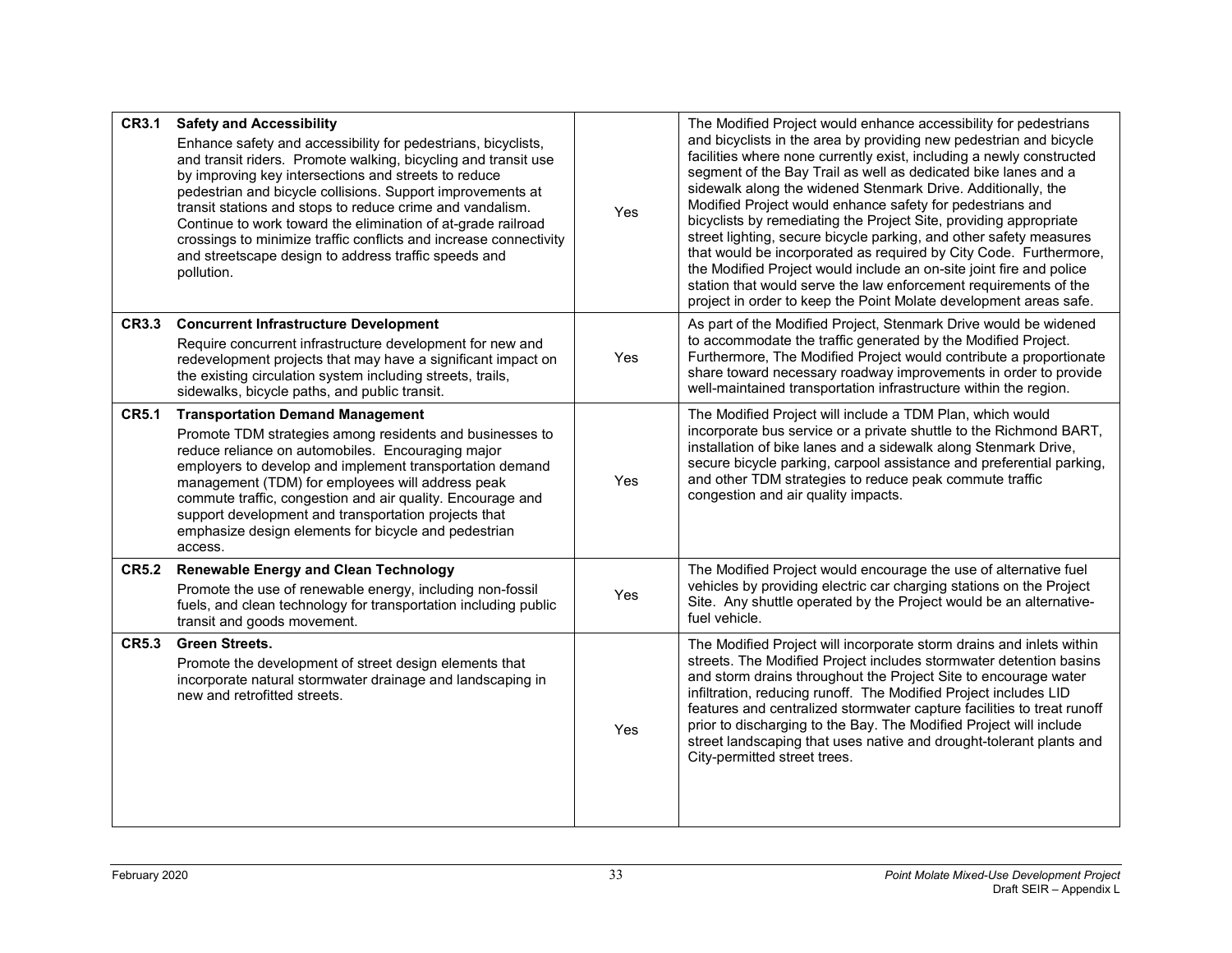| | | |
|---|---|---|
| **CR3.1 Safety and Accessibility**<br>Enhance safety and accessibility for pedestrians, bicyclists, and transit riders. Promote walking, bicycling and transit use by improving key intersections and streets to reduce pedestrian and bicycle collisions. Support improvements at transit stations and stops to reduce crime and vandalism. Continue to work toward the elimination of at-grade railroad crossings to minimize traffic conflicts and increase connectivity and streetscape design to address traffic speeds and pollution. | Yes | The Modified Project would enhance accessibility for pedestrians and bicyclists in the area by providing new pedestrian and bicycle facilities where none currently exist, including a newly constructed segment of the Bay Trail as well as dedicated bike lanes and a sidewalk along the widened Stenmark Drive. Additionally, the Modified Project would enhance safety for pedestrians and bicyclists by remediating the Project Site, providing appropriate street lighting, secure bicycle parking, and other safety measures that would be incorporated as required by City Code. Furthermore, the Modified Project would include an on-site joint fire and police station that would serve the law enforcement requirements of the project in order to keep the Point Molate development areas safe. |
| **CR3.3 Concurrent Infrastructure Development**<br>Require concurrent infrastructure development for new and redevelopment projects that may have a significant impact on the existing circulation system including streets, trails, sidewalks, bicycle paths, and public transit. | Yes | As part of the Modified Project, Stenmark Drive would be widened to accommodate the traffic generated by the Modified Project. Furthermore, The Modified Project would contribute a proportionate share toward necessary roadway improvements in order to provide well-maintained transportation infrastructure within the region. |
| **CR5.1 Transportation Demand Management**<br>Promote TDM strategies among residents and businesses to reduce reliance on automobiles. Encouraging major employers to develop and implement transportation demand management (TDM) for employees will address peak commute traffic, congestion and air quality. Encourage and support development and transportation projects that emphasize design elements for bicycle and pedestrian access. | Yes | The Modified Project will include a TDM Plan, which would incorporate bus service or a private shuttle to the Richmond BART, installation of bike lanes and a sidewalk along Stenmark Drive, secure bicycle parking, carpool assistance and preferential parking, and other TDM strategies to reduce peak commute traffic congestion and air quality impacts. |
| **CR5.2 Renewable Energy and Clean Technology**<br>Promote the use of renewable energy, including non-fossil fuels, and clean technology for transportation including public transit and goods movement. | Yes | The Modified Project would encourage the use of alternative fuel vehicles by providing electric car charging stations on the Project Site. Any shuttle operated by the Project would be an alternative-fuel vehicle. |
| **CR5.3 Green Streets.**<br>Promote the development of street design elements that incorporate natural stormwater drainage and landscaping in new and retrofitted streets. | Yes | The Modified Project will incorporate storm drains and inlets within streets. The Modified Project includes stormwater detention basins and storm drains throughout the Project Site to encourage water infiltration, reducing runoff. The Modified Project includes LID features and centralized stormwater capture facilities to treat runoff prior to discharging to the Bay. The Modified Project will include street landscaping that uses native and drought-tolerant plants and City-permitted street trees. |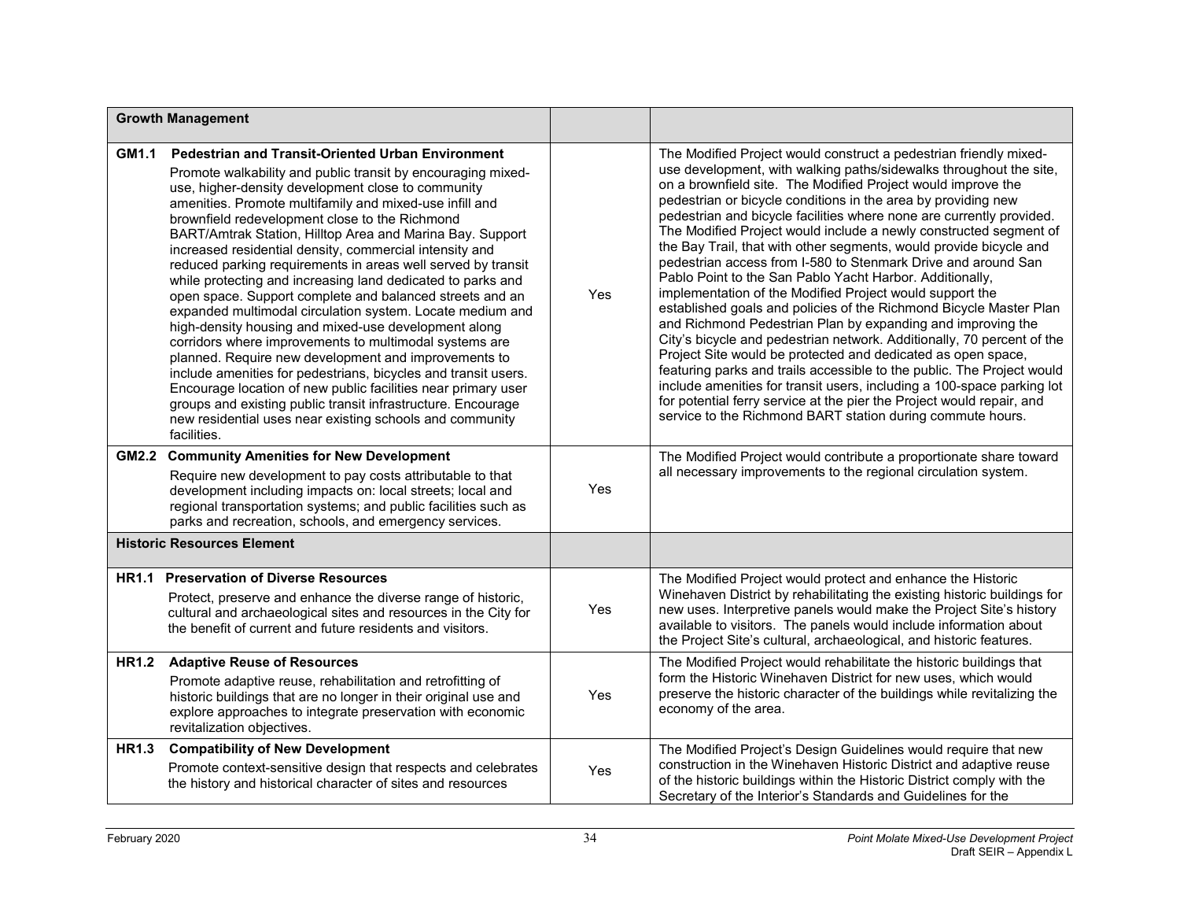| Growth Management | | |
|---|---|---|
| **GM1.1 Pedestrian and Transit-Oriented Urban Environment**<br>Promote walkability and public transit by encouraging mixed-use, higher-density development close to community amenities. Promote multifamily and mixed-use infill and brownfield redevelopment close to the Richmond BART/Amtrak Station, Hilltop Area and Marina Bay. Support increased residential density, commercial intensity and reduced parking requirements in areas well served by transit while protecting and increasing land dedicated to parks and open space. Support complete and balanced streets and an expanded multimodal circulation system. Locate medium and high-density housing and mixed-use development along corridors where improvements to multimodal systems are planned. Require new development and improvements to include amenities for pedestrians, bicycles and transit users. Encourage location of new public facilities near primary user groups and existing public transit infrastructure. Encourage new residential uses near existing schools and community facilities. | Yes | The Modified Project would construct a pedestrian friendly mixed-use development, with walking paths/sidewalks throughout the site, on a brownfield site. The Modified Project would improve the pedestrian or bicycle conditions in the area by providing new pedestrian and bicycle facilities where none are currently provided. The Modified Project would include a newly constructed segment of the Bay Trail, that with other segments, would provide bicycle and pedestrian access from I-580 to Stenmark Drive and around San Pablo Point to the San Pablo Yacht Harbor. Additionally, implementation of the Modified Project would support the established goals and policies of the Richmond Bicycle Master Plan and Richmond Pedestrian Plan by expanding and improving the City's bicycle and pedestrian network. Additionally, 70 percent of the Project Site would be protected and dedicated as open space, featuring parks and trails accessible to the public. The Project would include amenities for transit users, including a 100-space parking lot for potential ferry service at the pier the Project would repair, and service to the Richmond BART station during commute hours. |
| **GM2.2 Community Amenities for New Development**<br>Require new development to pay costs attributable to that development including impacts on: local streets; local and regional transportation systems; and public facilities such as parks and recreation, schools, and emergency services. | Yes | The Modified Project would contribute a proportionate share toward all necessary improvements to the regional circulation system. |
| **Historic Resources Element** | | |
| **HR1.1 Preservation of Diverse Resources**<br>Protect, preserve and enhance the diverse range of historic, cultural and archaeological sites and resources in the City for the benefit of current and future residents and visitors. | Yes | The Modified Project would protect and enhance the Historic Winehaven District by rehabilitating the existing historic buildings for new uses. Interpretive panels would make the Project Site's history available to visitors. The panels would include information about the Project Site's cultural, archaeological, and historic features. |
| **HR1.2 Adaptive Reuse of Resources**<br>Promote adaptive reuse, rehabilitation and retrofitting of historic buildings that are no longer in their original use and explore approaches to integrate preservation with economic revitalization objectives. | Yes | The Modified Project would rehabilitate the historic buildings that form the Historic Winehaven District for new uses, which would preserve the historic character of the buildings while revitalizing the economy of the area. |
| **HR1.3 Compatibility of New Development**<br>Promote context-sensitive design that respects and celebrates the history and historical character of sites and resources | Yes | The Modified Project's Design Guidelines would require that new construction in the Winehaven Historic District and adaptive reuse of the historic buildings within the Historic District comply with the Secretary of the Interior's Standards and Guidelines for the |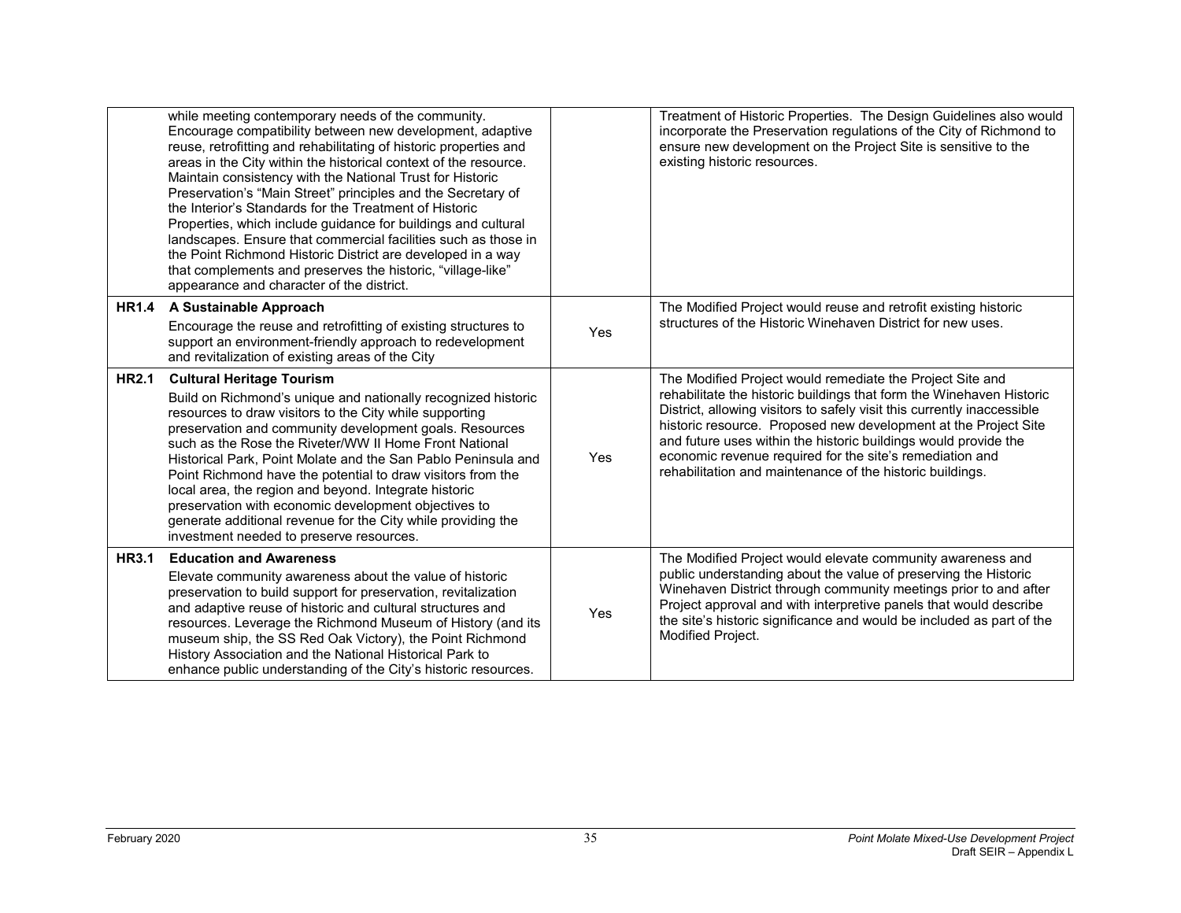| | | | |
|---|---|---|---|
| | while meeting contemporary needs of the community. Encourage compatibility between new development, adaptive reuse, retrofitting and rehabilitating of historic properties and areas in the City within the historical context of the resource. Maintain consistency with the National Trust for Historic Preservation's "Main Street" principles and the Secretary of the Interior's Standards for the Treatment of Historic Properties, which include guidance for buildings and cultural landscapes. Ensure that commercial facilities such as those in the Point Richmond Historic District are developed in a way that complements and preserves the historic, "village-like" appearance and character of the district. | | Treatment of Historic Properties. The Design Guidelines also would incorporate the Preservation regulations of the City of Richmond to ensure new development on the Project Site is sensitive to the existing historic resources. |
| **HR1.4** | **A Sustainable Approach**<br>Encourage the reuse and retrofitting of existing structures to support an environment-friendly approach to redevelopment and revitalization of existing areas of the City | Yes | The Modified Project would reuse and retrofit existing historic structures of the Historic Winehaven District for new uses. |
| **HR2.1** | **Cultural Heritage Tourism**<br>Build on Richmond's unique and nationally recognized historic resources to draw visitors to the City while supporting preservation and community development goals. Resources such as the Rose the Riveter/WW II Home Front National Historical Park, Point Molate and the San Pablo Peninsula and Point Richmond have the potential to draw visitors from the local area, the region and beyond. Integrate historic preservation with economic development objectives to generate additional revenue for the City while providing the investment needed to preserve resources. | Yes | The Modified Project would remediate the Project Site and rehabilitate the historic buildings that form the Winehaven Historic District, allowing visitors to safely visit this currently inaccessible historic resource. Proposed new development at the Project Site and future uses within the historic buildings would provide the economic revenue required for the site's remediation and rehabilitation and maintenance of the historic buildings. |
| **HR3.1** | **Education and Awareness**<br>Elevate community awareness about the value of historic preservation to build support for preservation, revitalization and adaptive reuse of historic and cultural structures and resources. Leverage the Richmond Museum of History (and its museum ship, the SS Red Oak Victory), the Point Richmond History Association and the National Historical Park to enhance public understanding of the City's historic resources. | Yes | The Modified Project would elevate community awareness and public understanding about the value of preserving the Historic Winehaven District through community meetings prior to and after Project approval and with interpretive panels that would describe the site's historic significance and would be included as part of the Modified Project. |